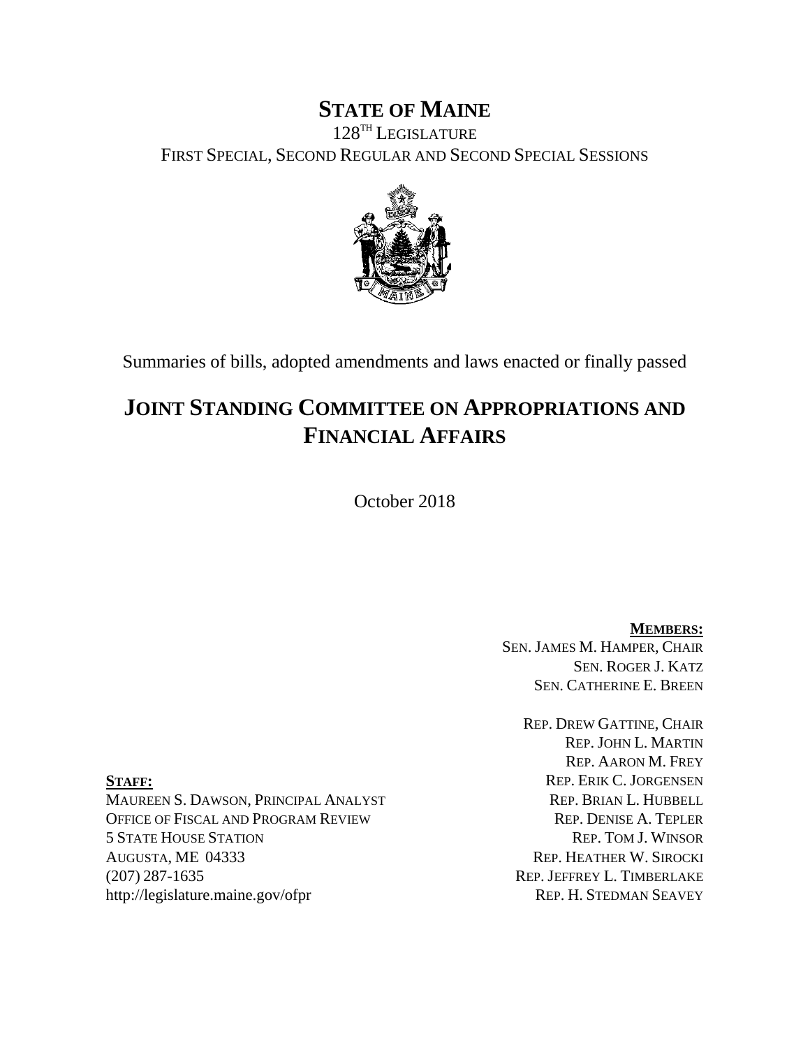# STATE OF MAINE

128TH LEGISLATURE

FIRST SPECIAL, SECOND REGULAR AND SECOND SPECIAL SESSIONS

Summaries of bills, adopted amendments and laws enacted or finally passed

# JOINT STANDING COMMITTEE ON APPROPRIATIONS AND FINANCIAL AFFAIRS

October 2018

**MEMBERS:**

SEN. JAMES M. HAMPER, CHAIR
SEN. ROGER J. KATZ
SEN. CATHERINE E. BREEN

REP. DREW GATTINE, CHAIR
REP. JOHN L. MARTIN
REP. AARON M. FREY
REP. ERIK C. JORGENSEN
REP. BRIAN L. HUBBELL
REP. DENISE A. TEPLER
REP. TOM J. WINSOR
REP. HEATHER W. SIROCKI
REP. JEFFREY L. TIMBERLAKE
REP. H. STEDMAN SEAVEY

**STAFF:**

MAUREEN S. DAWSON, PRINCIPAL ANALYST
OFFICE OF FISCAL AND PROGRAM REVIEW
5 STATE HOUSE STATION
AUGUSTA, ME 04333
(207) 287-1635
http://legislature.maine.gov/ofpr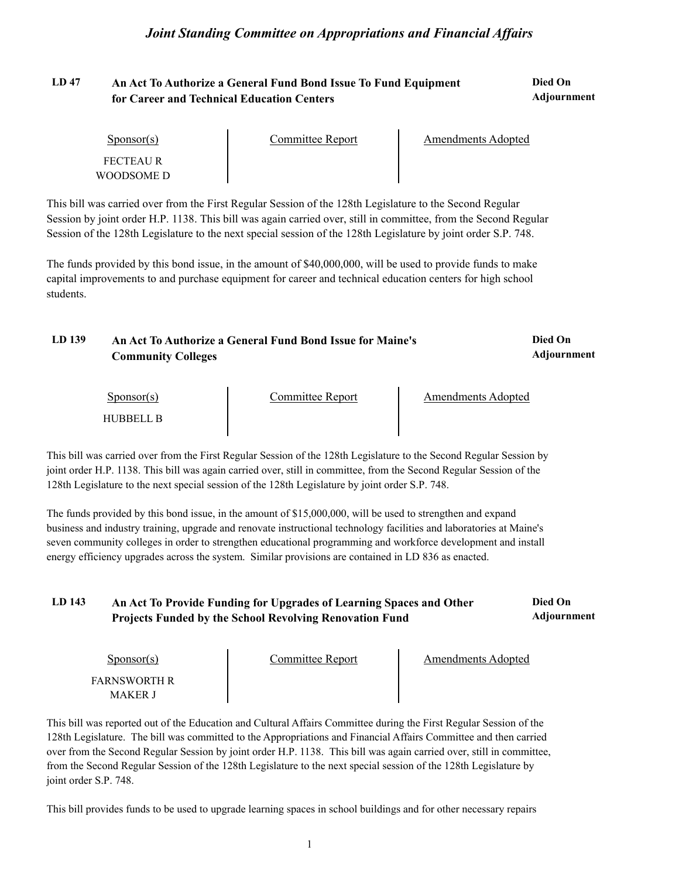# Joint Standing Committee on Appropriations and Financial Affairs

## LD 47 — An Act To Authorize a General Fund Bond Issue To Fund Equipment for Career and Technical Education Centers

**Died On Adjournment**

| Sponsor(s) | Committee Report | Amendments Adopted |
|---|---|---|
| FECTEAU R | | |
| WOODSOME D | | |

This bill was carried over from the First Regular Session of the 128th Legislature to the Second Regular Session by joint order H.P. 1138. This bill was again carried over, still in committee, from the Second Regular Session of the 128th Legislature to the next special session of the 128th Legislature by joint order S.P. 748.

The funds provided by this bond issue, in the amount of $40,000,000, will be used to provide funds to make capital improvements to and purchase equipment for career and technical education centers for high school students.

## LD 139 — An Act To Authorize a General Fund Bond Issue for Maine's Community Colleges

**Died On Adjournment**

| Sponsor(s) | Committee Report | Amendments Adopted |
|---|---|---|
| HUBBELL B | | |

This bill was carried over from the First Regular Session of the 128th Legislature to the Second Regular Session by joint order H.P. 1138. This bill was again carried over, still in committee, from the Second Regular Session of the 128th Legislature to the next special session of the 128th Legislature by joint order S.P. 748.

The funds provided by this bond issue, in the amount of $15,000,000, will be used to strengthen and expand business and industry training, upgrade and renovate instructional technology facilities and laboratories at Maine's seven community colleges in order to strengthen educational programming and workforce development and install energy efficiency upgrades across the system. Similar provisions are contained in LD 836 as enacted.

## LD 143 — An Act To Provide Funding for Upgrades of Learning Spaces and Other Projects Funded by the School Revolving Renovation Fund

**Died On Adjournment**

| Sponsor(s) | Committee Report | Amendments Adopted |
|---|---|---|
| FARNSWORTH R | | |
| MAKER J | | |

This bill was reported out of the Education and Cultural Affairs Committee during the First Regular Session of the 128th Legislature. The bill was committed to the Appropriations and Financial Affairs Committee and then carried over from the Second Regular Session by joint order H.P. 1138. This bill was again carried over, still in committee, from the Second Regular Session of the 128th Legislature to the next special session of the 128th Legislature by joint order S.P. 748.

This bill provides funds to be used to upgrade learning spaces in school buildings and for other necessary repairs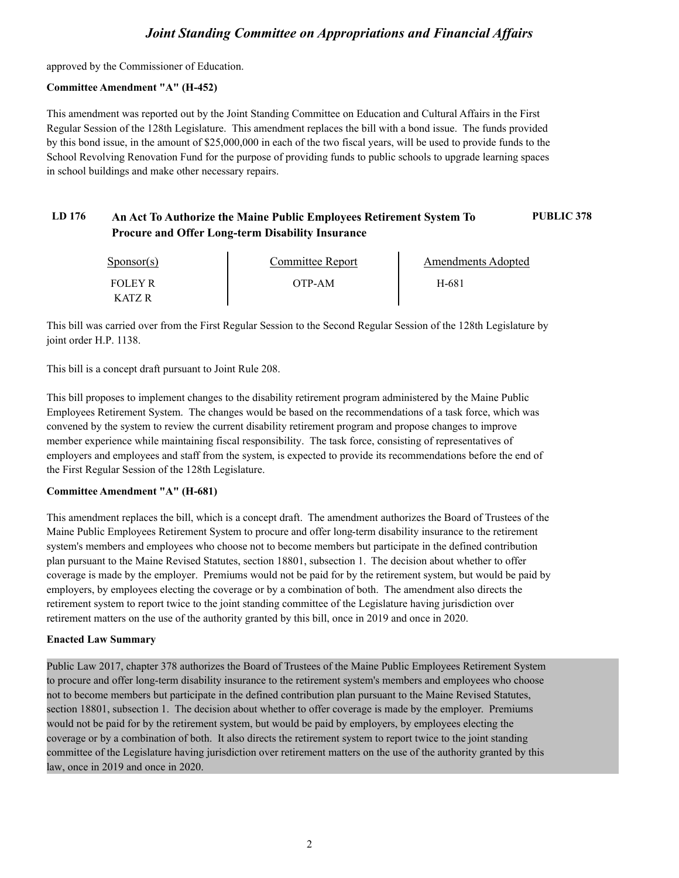approved by the Commissioner of Education.

**Committee Amendment "A" (H-452)**

This amendment was reported out by the Joint Standing Committee on Education and Cultural Affairs in the First Regular Session of the 128th Legislature. This amendment replaces the bill with a bond issue. The funds provided by this bond issue, in the amount of $25,000,000 in each of the two fiscal years, will be used to provide funds to the School Revolving Renovation Fund for the purpose of providing funds to public schools to upgrade learning spaces in school buildings and make other necessary repairs.

### LD 176 An Act To Authorize the Maine Public Employees Retirement System To Procure and Offer Long-term Disability Insurance — PUBLIC 378

| Sponsor(s) | Committee Report | Amendments Adopted |
|---|---|---|
| FOLEY R<br>KATZ R | OTP-AM | H-681 |

This bill was carried over from the First Regular Session to the Second Regular Session of the 128th Legislature by joint order H.P. 1138.

This bill is a concept draft pursuant to Joint Rule 208.

This bill proposes to implement changes to the disability retirement program administered by the Maine Public Employees Retirement System. The changes would be based on the recommendations of a task force, which was convened by the system to review the current disability retirement program and propose changes to improve member experience while maintaining fiscal responsibility. The task force, consisting of representatives of employers and employees and staff from the system, is expected to provide its recommendations before the end of the First Regular Session of the 128th Legislature.

**Committee Amendment "A" (H-681)**

This amendment replaces the bill, which is a concept draft. The amendment authorizes the Board of Trustees of the Maine Public Employees Retirement System to procure and offer long-term disability insurance to the retirement system's members and employees who choose not to become members but participate in the defined contribution plan pursuant to the Maine Revised Statutes, section 18801, subsection 1. The decision about whether to offer coverage is made by the employer. Premiums would not be paid for by the retirement system, but would be paid by employers, by employees electing the coverage or by a combination of both. The amendment also directs the retirement system to report twice to the joint standing committee of the Legislature having jurisdiction over retirement matters on the use of the authority granted by this bill, once in 2019 and once in 2020.

**Enacted Law Summary**

Public Law 2017, chapter 378 authorizes the Board of Trustees of the Maine Public Employees Retirement System to procure and offer long-term disability insurance to the retirement system's members and employees who choose not to become members but participate in the defined contribution plan pursuant to the Maine Revised Statutes, section 18801, subsection 1. The decision about whether to offer coverage is made by the employer. Premiums would not be paid for by the retirement system, but would be paid by employers, by employees electing the coverage or by a combination of both. It also directs the retirement system to report twice to the joint standing committee of the Legislature having jurisdiction over retirement matters on the use of the authority granted by this law, once in 2019 and once in 2020.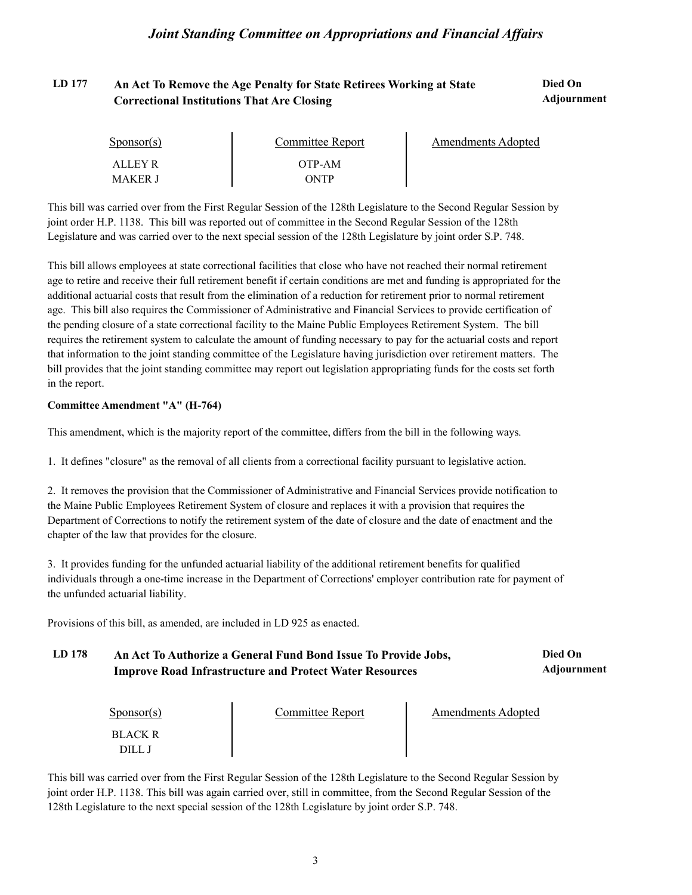**LD 177** **An Act To Remove the Age Penalty for State Retirees Working at State Correctional Institutions That Are Closing** **Died On Adjournment**

| Sponsor(s) | Committee Report | Amendments Adopted |
|---|---|---|
| ALLEY R | OTP-AM | |
| MAKER J | ONTP | |

This bill was carried over from the First Regular Session of the 128th Legislature to the Second Regular Session by joint order H.P. 1138. This bill was reported out of committee in the Second Regular Session of the 128th Legislature and was carried over to the next special session of the 128th Legislature by joint order S.P. 748.

This bill allows employees at state correctional facilities that close who have not reached their normal retirement age to retire and receive their full retirement benefit if certain conditions are met and funding is appropriated for the additional actuarial costs that result from the elimination of a reduction for retirement prior to normal retirement age. This bill also requires the Commissioner of Administrative and Financial Services to provide certification of the pending closure of a state correctional facility to the Maine Public Employees Retirement System. The bill requires the retirement system to calculate the amount of funding necessary to pay for the actuarial costs and report that information to the joint standing committee of the Legislature having jurisdiction over retirement matters. The bill provides that the joint standing committee may report out legislation appropriating funds for the costs set forth in the report.

**Committee Amendment "A" (H-764)**

This amendment, which is the majority report of the committee, differs from the bill in the following ways.

1. It defines "closure" as the removal of all clients from a correctional facility pursuant to legislative action.

2. It removes the provision that the Commissioner of Administrative and Financial Services provide notification to the Maine Public Employees Retirement System of closure and replaces it with a provision that requires the Department of Corrections to notify the retirement system of the date of closure and the date of enactment and the chapter of the law that provides for the closure.

3. It provides funding for the unfunded actuarial liability of the additional retirement benefits for qualified individuals through a one-time increase in the Department of Corrections' employer contribution rate for payment of the unfunded actuarial liability.

Provisions of this bill, as amended, are included in LD 925 as enacted.

**LD 178** **An Act To Authorize a General Fund Bond Issue To Provide Jobs, Improve Road Infrastructure and Protect Water Resources** **Died On Adjournment**

| Sponsor(s) | Committee Report | Amendments Adopted |
|---|---|---|
| BLACK R | | |
| DILL J | | |

This bill was carried over from the First Regular Session of the 128th Legislature to the Second Regular Session by joint order H.P. 1138. This bill was again carried over, still in committee, from the Second Regular Session of the 128th Legislature to the next special session of the 128th Legislature by joint order S.P. 748.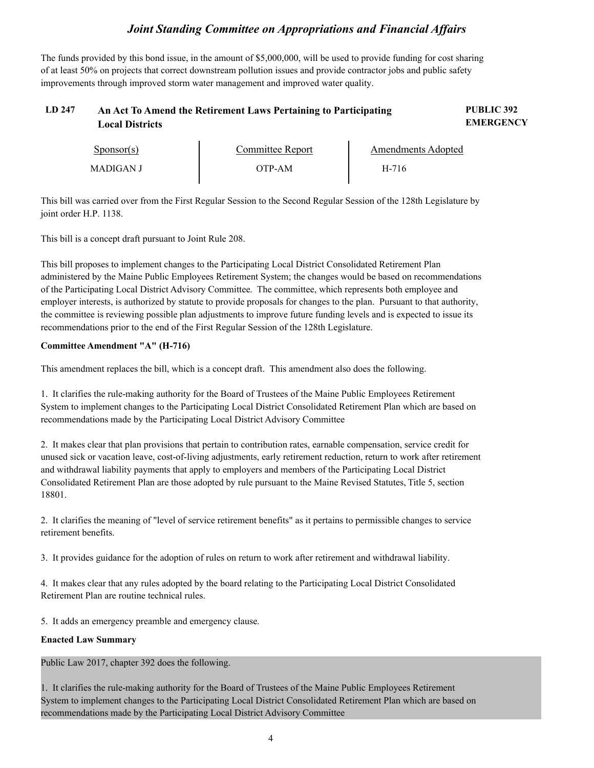The funds provided by this bond issue, in the amount of $5,000,000, will be used to provide funding for cost sharing of at least 50% on projects that correct downstream pollution issues and provide contractor jobs and public safety improvements through improved storm water management and improved water quality.

### LD 247 An Act To Amend the Retirement Laws Pertaining to Participating Local Districts

**PUBLIC 392**
**EMERGENCY**

| Sponsor(s) | Committee Report | Amendments Adopted |
|---|---|---|
| MADIGAN J | OTP-AM | H-716 |

This bill was carried over from the First Regular Session to the Second Regular Session of the 128th Legislature by joint order H.P. 1138.

This bill is a concept draft pursuant to Joint Rule 208.

This bill proposes to implement changes to the Participating Local District Consolidated Retirement Plan administered by the Maine Public Employees Retirement System; the changes would be based on recommendations of the Participating Local District Advisory Committee. The committee, which represents both employee and employer interests, is authorized by statute to provide proposals for changes to the plan. Pursuant to that authority, the committee is reviewing possible plan adjustments to improve future funding levels and is expected to issue its recommendations prior to the end of the First Regular Session of the 128th Legislature.

**Committee Amendment "A" (H-716)**

This amendment replaces the bill, which is a concept draft. This amendment also does the following.

1. It clarifies the rule-making authority for the Board of Trustees of the Maine Public Employees Retirement System to implement changes to the Participating Local District Consolidated Retirement Plan which are based on recommendations made by the Participating Local District Advisory Committee

2. It makes clear that plan provisions that pertain to contribution rates, earnable compensation, service credit for unused sick or vacation leave, cost-of-living adjustments, early retirement reduction, return to work after retirement and withdrawal liability payments that apply to employers and members of the Participating Local District Consolidated Retirement Plan are those adopted by rule pursuant to the Maine Revised Statutes, Title 5, section 18801.

2. It clarifies the meaning of "level of service retirement benefits" as it pertains to permissible changes to service retirement benefits.

3. It provides guidance for the adoption of rules on return to work after retirement and withdrawal liability.

4. It makes clear that any rules adopted by the board relating to the Participating Local District Consolidated Retirement Plan are routine technical rules.

5. It adds an emergency preamble and emergency clause.

**Enacted Law Summary**

Public Law 2017, chapter 392 does the following.

1. It clarifies the rule-making authority for the Board of Trustees of the Maine Public Employees Retirement System to implement changes to the Participating Local District Consolidated Retirement Plan which are based on recommendations made by the Participating Local District Advisory Committee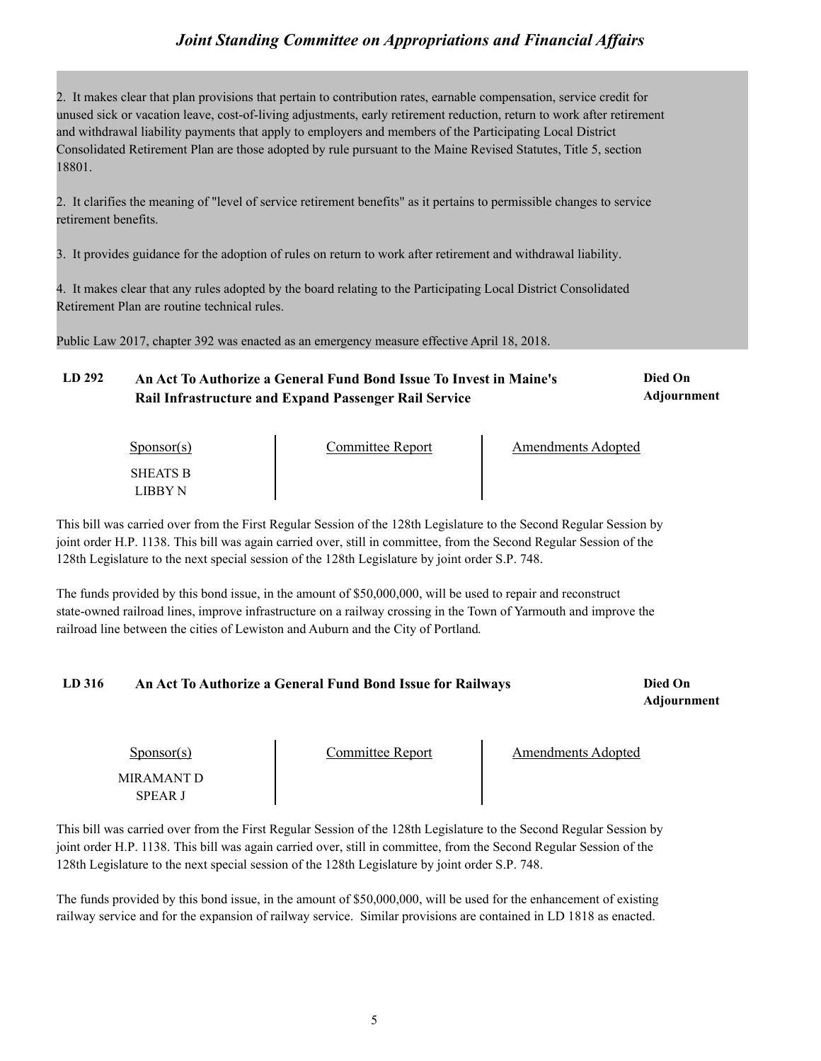2. It makes clear that plan provisions that pertain to contribution rates, earnable compensation, service credit for unused sick or vacation leave, cost-of-living adjustments, early retirement reduction, return to work after retirement and withdrawal liability payments that apply to employers and members of the Participating Local District Consolidated Retirement Plan are those adopted by rule pursuant to the Maine Revised Statutes, Title 5, section 18801.

2. It clarifies the meaning of "level of service retirement benefits" as it pertains to permissible changes to service retirement benefits.

3. It provides guidance for the adoption of rules on return to work after retirement and withdrawal liability.

4. It makes clear that any rules adopted by the board relating to the Participating Local District Consolidated Retirement Plan are routine technical rules.

Public Law 2017, chapter 392 was enacted as an emergency measure effective April 18, 2018.

### LD 292 An Act To Authorize a General Fund Bond Issue To Invest in Maine's Rail Infrastructure and Expand Passenger Rail Service — **Died On Adjournment**

| Sponsor(s) | Committee Report | Amendments Adopted |
|---|---|---|
| SHEATS B<br>LIBBY N | | |

This bill was carried over from the First Regular Session of the 128th Legislature to the Second Regular Session by joint order H.P. 1138. This bill was again carried over, still in committee, from the Second Regular Session of the 128th Legislature to the next special session of the 128th Legislature by joint order S.P. 748.

The funds provided by this bond issue, in the amount of $50,000,000, will be used to repair and reconstruct state-owned railroad lines, improve infrastructure on a railway crossing in the Town of Yarmouth and improve the railroad line between the cities of Lewiston and Auburn and the City of Portland.

### LD 316 An Act To Authorize a General Fund Bond Issue for Railways — **Died On Adjournment**

| Sponsor(s) | Committee Report | Amendments Adopted |
|---|---|---|
| MIRAMANT D<br>SPEAR J | | |

This bill was carried over from the First Regular Session of the 128th Legislature to the Second Regular Session by joint order H.P. 1138. This bill was again carried over, still in committee, from the Second Regular Session of the 128th Legislature to the next special session of the 128th Legislature by joint order S.P. 748.

The funds provided by this bond issue, in the amount of $50,000,000, will be used for the enhancement of existing railway service and for the expansion of railway service. Similar provisions are contained in LD 1818 as enacted.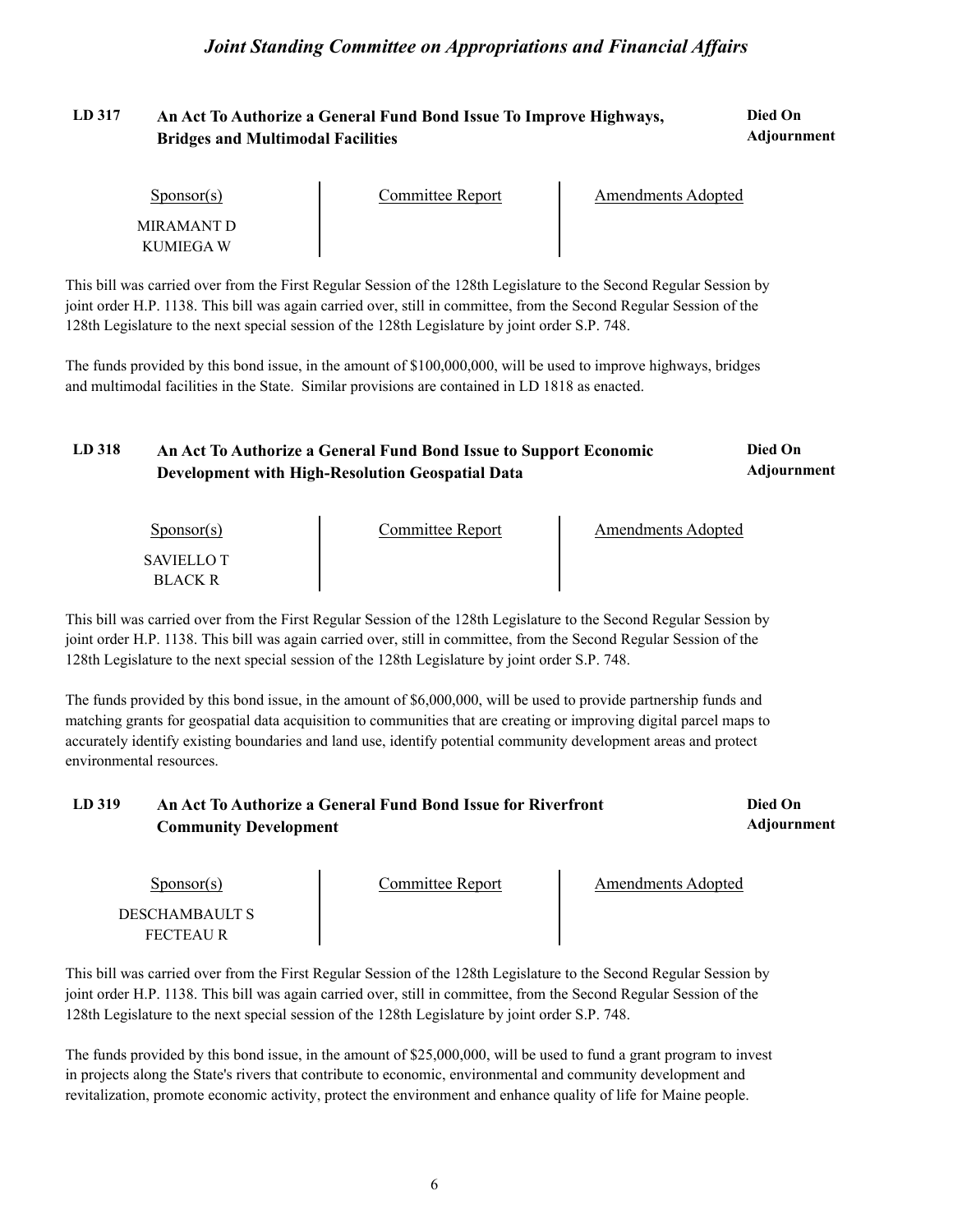## LD 317 An Act To Authorize a General Fund Bond Issue To Improve Highways, Bridges and Multimodal Facilities

**Died On Adjournment**

| Sponsor(s) | Committee Report | Amendments Adopted |
|---|---|---|
| MIRAMANT D<br>KUMIEGA W | | |

This bill was carried over from the First Regular Session of the 128th Legislature to the Second Regular Session by joint order H.P. 1138. This bill was again carried over, still in committee, from the Second Regular Session of the 128th Legislature to the next special session of the 128th Legislature by joint order S.P. 748.

The funds provided by this bond issue, in the amount of $100,000,000, will be used to improve highways, bridges and multimodal facilities in the State. Similar provisions are contained in LD 1818 as enacted.

## LD 318 An Act To Authorize a General Fund Bond Issue to Support Economic Development with High-Resolution Geospatial Data

**Died On Adjournment**

| Sponsor(s) | Committee Report | Amendments Adopted |
|---|---|---|
| SAVIELLO T<br>BLACK R | | |

This bill was carried over from the First Regular Session of the 128th Legislature to the Second Regular Session by joint order H.P. 1138. This bill was again carried over, still in committee, from the Second Regular Session of the 128th Legislature to the next special session of the 128th Legislature by joint order S.P. 748.

The funds provided by this bond issue, in the amount of $6,000,000, will be used to provide partnership funds and matching grants for geospatial data acquisition to communities that are creating or improving digital parcel maps to accurately identify existing boundaries and land use, identify potential community development areas and protect environmental resources.

## LD 319 An Act To Authorize a General Fund Bond Issue for Riverfront Community Development

**Died On Adjournment**

| Sponsor(s) | Committee Report | Amendments Adopted |
|---|---|---|
| DESCHAMBAULT S<br>FECTEAU R | | |

This bill was carried over from the First Regular Session of the 128th Legislature to the Second Regular Session by joint order H.P. 1138. This bill was again carried over, still in committee, from the Second Regular Session of the 128th Legislature to the next special session of the 128th Legislature by joint order S.P. 748.

The funds provided by this bond issue, in the amount of $25,000,000, will be used to fund a grant program to invest in projects along the State's rivers that contribute to economic, environmental and community development and revitalization, promote economic activity, protect the environment and enhance quality of life for Maine people.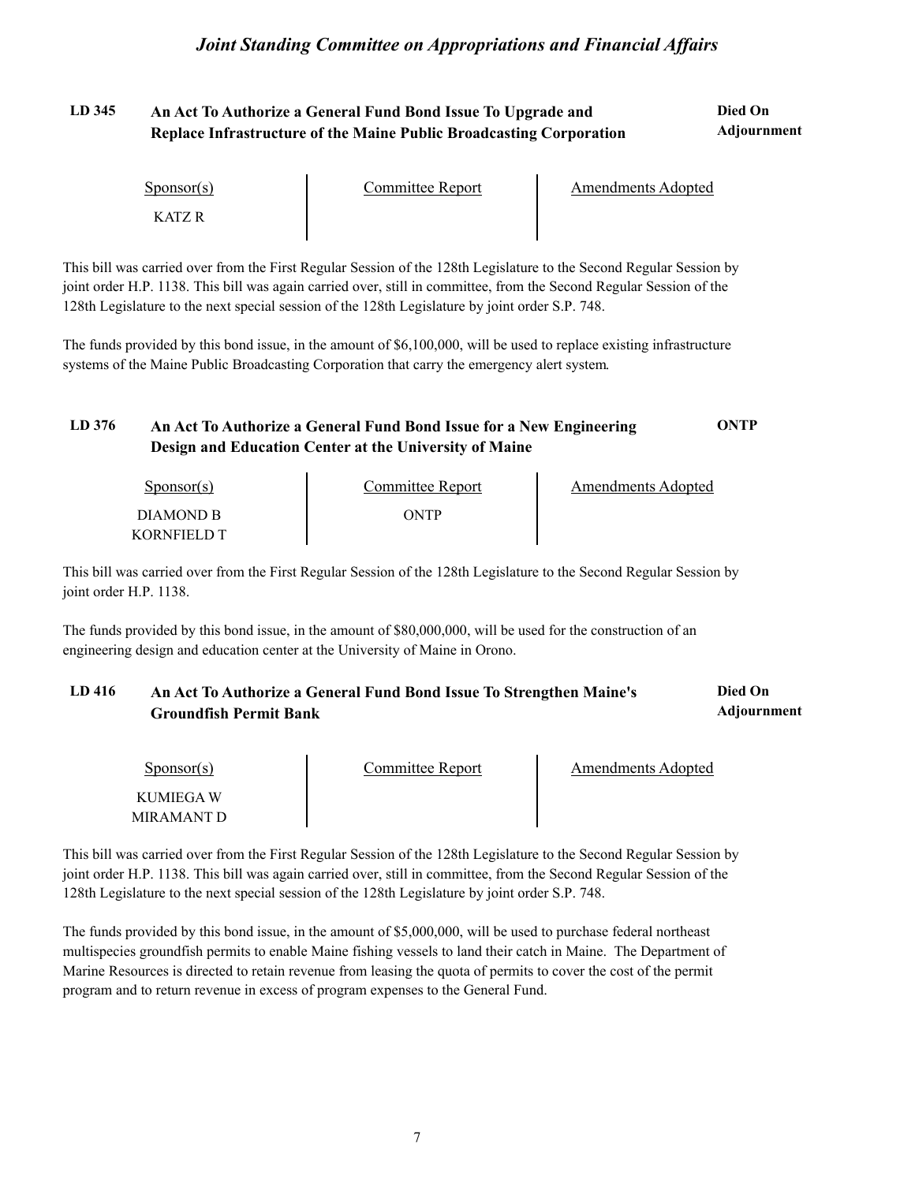## LD 345 An Act To Authorize a General Fund Bond Issue To Upgrade and Replace Infrastructure of the Maine Public Broadcasting Corporation

**Died On Adjournment**

| Sponsor(s) | Committee Report | Amendments Adopted |
|---|---|---|
| KATZ R | | |

This bill was carried over from the First Regular Session of the 128th Legislature to the Second Regular Session by joint order H.P. 1138. This bill was again carried over, still in committee, from the Second Regular Session of the 128th Legislature to the next special session of the 128th Legislature by joint order S.P. 748.

The funds provided by this bond issue, in the amount of $6,100,000, will be used to replace existing infrastructure systems of the Maine Public Broadcasting Corporation that carry the emergency alert system.

## LD 376 An Act To Authorize a General Fund Bond Issue for a New Engineering Design and Education Center at the University of Maine

**ONTP**

| Sponsor(s) | Committee Report | Amendments Adopted |
|---|---|---|
| DIAMOND B<br>KORNFIELD T | ONTP | |

This bill was carried over from the First Regular Session of the 128th Legislature to the Second Regular Session by joint order H.P. 1138.

The funds provided by this bond issue, in the amount of $80,000,000, will be used for the construction of an engineering design and education center at the University of Maine in Orono.

## LD 416 An Act To Authorize a General Fund Bond Issue To Strengthen Maine's Groundfish Permit Bank

**Died On Adjournment**

| Sponsor(s) | Committee Report | Amendments Adopted |
|---|---|---|
| KUMIEGA W<br>MIRAMANT D | | |

This bill was carried over from the First Regular Session of the 128th Legislature to the Second Regular Session by joint order H.P. 1138. This bill was again carried over, still in committee, from the Second Regular Session of the 128th Legislature to the next special session of the 128th Legislature by joint order S.P. 748.

The funds provided by this bond issue, in the amount of $5,000,000, will be used to purchase federal northeast multispecies groundfish permits to enable Maine fishing vessels to land their catch in Maine. The Department of Marine Resources is directed to retain revenue from leasing the quota of permits to cover the cost of the permit program and to return revenue in excess of program expenses to the General Fund.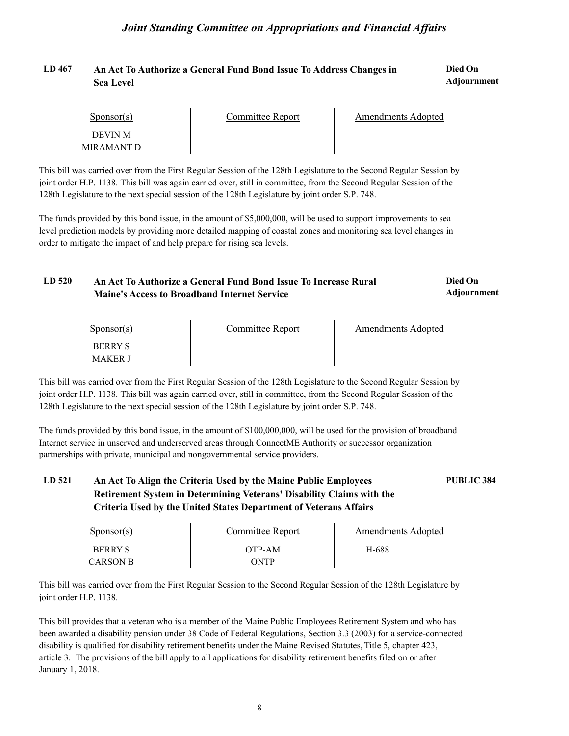**LD 467 An Act To Authorize a General Fund Bond Issue To Address Changes in Sea Level** — **Died On Adjournment**

| Sponsor(s) | Committee Report | Amendments Adopted |
|---|---|---|
| DEVIN M | | |
| MIRAMANT D | | |

This bill was carried over from the First Regular Session of the 128th Legislature to the Second Regular Session by joint order H.P. 1138. This bill was again carried over, still in committee, from the Second Regular Session of the 128th Legislature to the next special session of the 128th Legislature by joint order S.P. 748.

The funds provided by this bond issue, in the amount of $5,000,000, will be used to support improvements to sea level prediction models by providing more detailed mapping of coastal zones and monitoring sea level changes in order to mitigate the impact of and help prepare for rising sea levels.

**LD 520 An Act To Authorize a General Fund Bond Issue To Increase Rural Maine's Access to Broadband Internet Service** — **Died On Adjournment**

| Sponsor(s) | Committee Report | Amendments Adopted |
|---|---|---|
| BERRY S | | |
| MAKER J | | |

This bill was carried over from the First Regular Session of the 128th Legislature to the Second Regular Session by joint order H.P. 1138. This bill was again carried over, still in committee, from the Second Regular Session of the 128th Legislature to the next special session of the 128th Legislature by joint order S.P. 748.

The funds provided by this bond issue, in the amount of $100,000,000, will be used for the provision of broadband Internet service in unserved and underserved areas through ConnectME Authority or successor organization partnerships with private, municipal and nongovernmental service providers.

**LD 521 An Act To Align the Criteria Used by the Maine Public Employees Retirement System in Determining Veterans' Disability Claims with the Criteria Used by the United States Department of Veterans Affairs** — **PUBLIC 384**

| Sponsor(s) | Committee Report | Amendments Adopted |
|---|---|---|
| BERRY S | OTP-AM | H-688 |
| CARSON B | ONTP | |

This bill was carried over from the First Regular Session to the Second Regular Session of the 128th Legislature by joint order H.P. 1138.

This bill provides that a veteran who is a member of the Maine Public Employees Retirement System and who has been awarded a disability pension under 38 Code of Federal Regulations, Section 3.3 (2003) for a service-connected disability is qualified for disability retirement benefits under the Maine Revised Statutes, Title 5, chapter 423, article 3. The provisions of the bill apply to all applications for disability retirement benefits filed on or after January 1, 2018.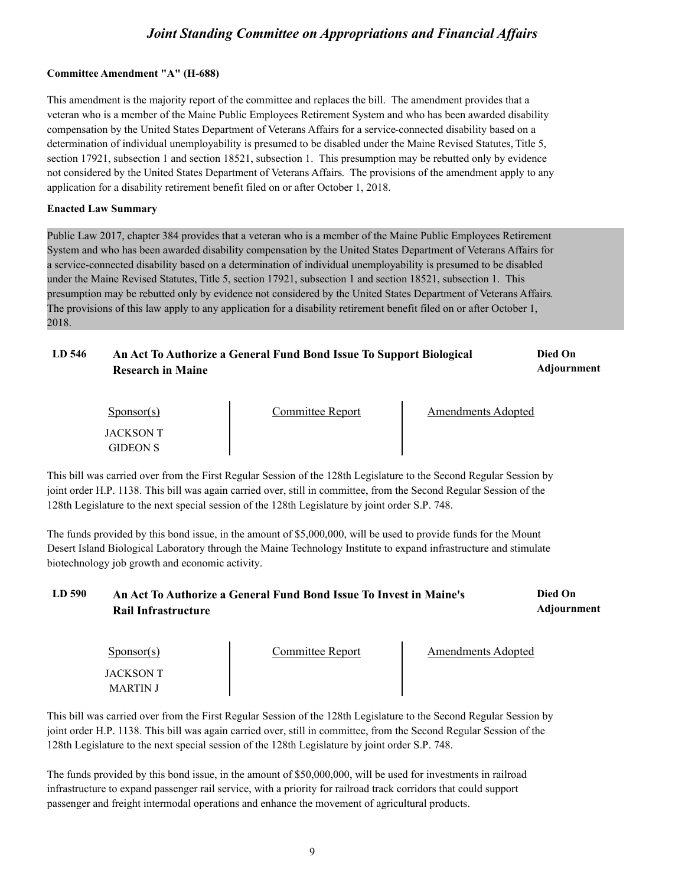**Committee Amendment "A" (H-688)**

This amendment is the majority report of the committee and replaces the bill. The amendment provides that a veteran who is a member of the Maine Public Employees Retirement System and who has been awarded disability compensation by the United States Department of Veterans Affairs for a service-connected disability based on a determination of individual unemployability is presumed to be disabled under the Maine Revised Statutes, Title 5, section 17921, subsection 1 and section 18521, subsection 1. This presumption may be rebutted only by evidence not considered by the United States Department of Veterans Affairs. The provisions of the amendment apply to any application for a disability retirement benefit filed on or after October 1, 2018.

**Enacted Law Summary**

Public Law 2017, chapter 384 provides that a veteran who is a member of the Maine Public Employees Retirement System and who has been awarded disability compensation by the United States Department of Veterans Affairs for a service-connected disability based on a determination of individual unemployability is presumed to be disabled under the Maine Revised Statutes, Title 5, section 17921, subsection 1 and section 18521, subsection 1. This presumption may be rebutted only by evidence not considered by the United States Department of Veterans Affairs. The provisions of this law apply to any application for a disability retirement benefit filed on or after October 1, 2018.

### LD 546 An Act To Authorize a General Fund Bond Issue To Support Biological Research in Maine — Died On Adjournment

| Sponsor(s) | Committee Report | Amendments Adopted |
| --- | --- | --- |
| JACKSON T<br>GIDEON S | | |

This bill was carried over from the First Regular Session of the 128th Legislature to the Second Regular Session by joint order H.P. 1138. This bill was again carried over, still in committee, from the Second Regular Session of the 128th Legislature to the next special session of the 128th Legislature by joint order S.P. 748.

The funds provided by this bond issue, in the amount of $5,000,000, will be used to provide funds for the Mount Desert Island Biological Laboratory through the Maine Technology Institute to expand infrastructure and stimulate biotechnology job growth and economic activity.

### LD 590 An Act To Authorize a General Fund Bond Issue To Invest in Maine's Rail Infrastructure — Died On Adjournment

| Sponsor(s) | Committee Report | Amendments Adopted |
| --- | --- | --- |
| JACKSON T<br>MARTIN J | | |

This bill was carried over from the First Regular Session of the 128th Legislature to the Second Regular Session by joint order H.P. 1138. This bill was again carried over, still in committee, from the Second Regular Session of the 128th Legislature to the next special session of the 128th Legislature by joint order S.P. 748.

The funds provided by this bond issue, in the amount of $50,000,000, will be used for investments in railroad infrastructure to expand passenger rail service, with a priority for railroad track corridors that could support passenger and freight intermodal operations and enhance the movement of agricultural products.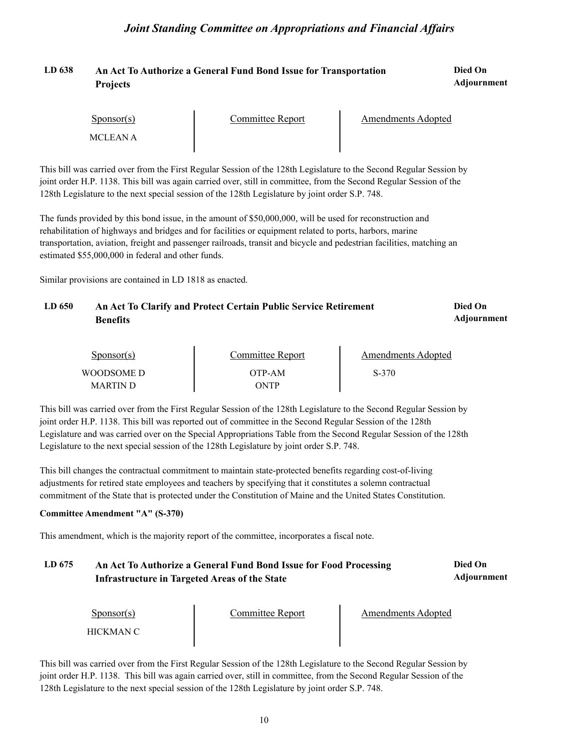**LD 638** **An Act To Authorize a General Fund Bond Issue for Transportation Projects** **Died On Adjournment**

| Sponsor(s) | Committee Report | Amendments Adopted |
|---|---|---|
| MCLEAN A | | |

This bill was carried over from the First Regular Session of the 128th Legislature to the Second Regular Session by joint order H.P. 1138. This bill was again carried over, still in committee, from the Second Regular Session of the 128th Legislature to the next special session of the 128th Legislature by joint order S.P. 748.

The funds provided by this bond issue, in the amount of $50,000,000, will be used for reconstruction and rehabilitation of highways and bridges and for facilities or equipment related to ports, harbors, marine transportation, aviation, freight and passenger railroads, transit and bicycle and pedestrian facilities, matching an estimated $55,000,000 in federal and other funds.

Similar provisions are contained in LD 1818 as enacted.

**LD 650** **An Act To Clarify and Protect Certain Public Service Retirement Benefits** **Died On Adjournment**

| Sponsor(s) | Committee Report | Amendments Adopted |
|---|---|---|
| WOODSOME D | OTP-AM | S-370 |
| MARTIN D | ONTP | |

This bill was carried over from the First Regular Session of the 128th Legislature to the Second Regular Session by joint order H.P. 1138. This bill was reported out of committee in the Second Regular Session of the 128th Legislature and was carried over on the Special Appropriations Table from the Second Regular Session of the 128th Legislature to the next special session of the 128th Legislature by joint order S.P. 748.

This bill changes the contractual commitment to maintain state-protected benefits regarding cost-of-living adjustments for retired state employees and teachers by specifying that it constitutes a solemn contractual commitment of the State that is protected under the Constitution of Maine and the United States Constitution.

**Committee Amendment "A" (S-370)**

This amendment, which is the majority report of the committee, incorporates a fiscal note.

**LD 675** **An Act To Authorize a General Fund Bond Issue for Food Processing Infrastructure in Targeted Areas of the State** **Died On Adjournment**

| Sponsor(s) | Committee Report | Amendments Adopted |
|---|---|---|
| HICKMAN C | | |

This bill was carried over from the First Regular Session of the 128th Legislature to the Second Regular Session by joint order H.P. 1138. This bill was again carried over, still in committee, from the Second Regular Session of the 128th Legislature to the next special session of the 128th Legislature by joint order S.P. 748.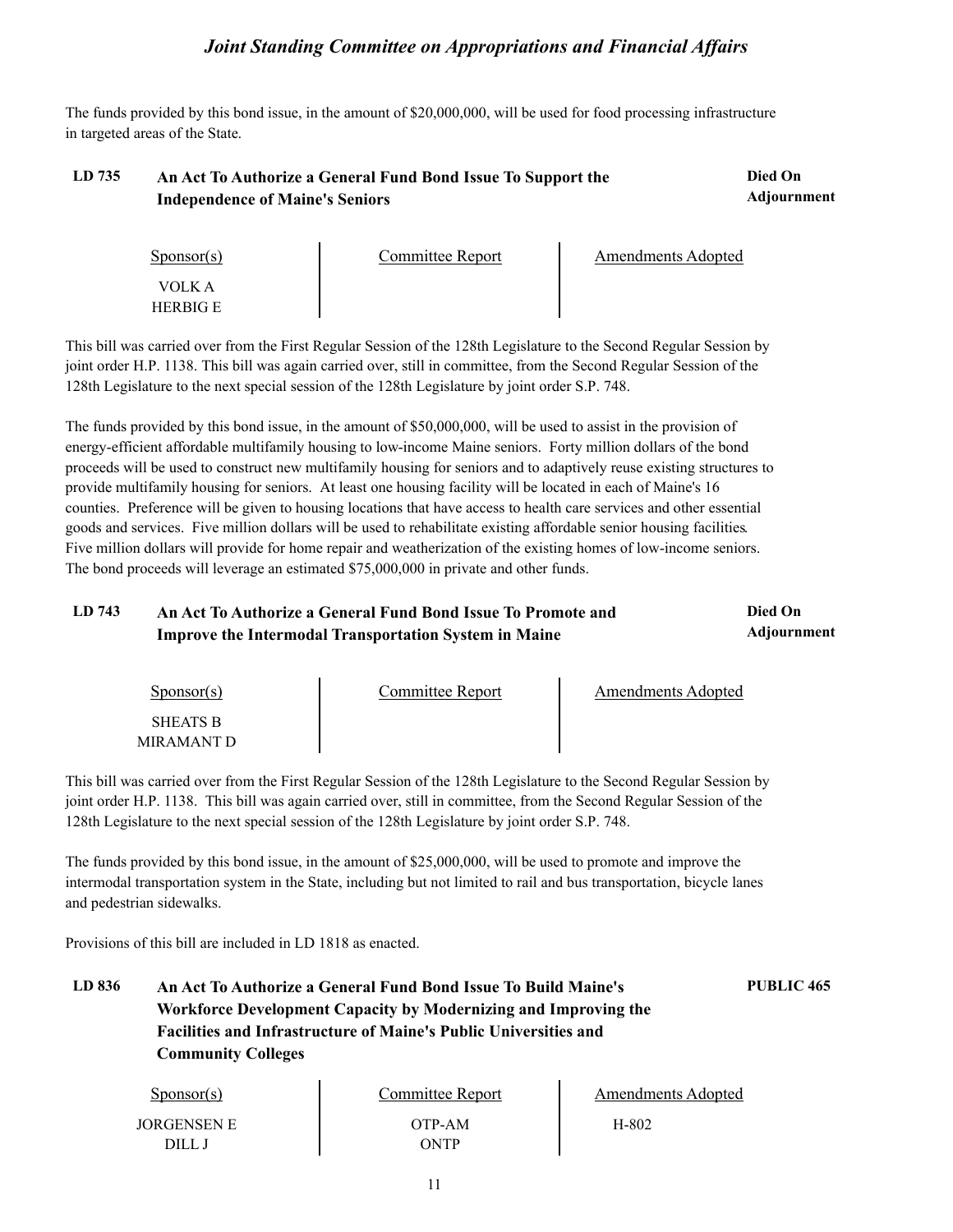The funds provided by this bond issue, in the amount of $20,000,000, will be used for food processing infrastructure in targeted areas of the State.

### LD 735 An Act To Authorize a General Fund Bond Issue To Support the Independence of Maine's Seniors

**Died On Adjournment**

| Sponsor(s) | Committee Report | Amendments Adopted |
|---|---|---|
| VOLK A | | |
| HERBIG E | | |

This bill was carried over from the First Regular Session of the 128th Legislature to the Second Regular Session by joint order H.P. 1138. This bill was again carried over, still in committee, from the Second Regular Session of the 128th Legislature to the next special session of the 128th Legislature by joint order S.P. 748.

The funds provided by this bond issue, in the amount of $50,000,000, will be used to assist in the provision of energy-efficient affordable multifamily housing to low-income Maine seniors. Forty million dollars of the bond proceeds will be used to construct new multifamily housing for seniors and to adaptively reuse existing structures to provide multifamily housing for seniors. At least one housing facility will be located in each of Maine's 16 counties. Preference will be given to housing locations that have access to health care services and other essential goods and services. Five million dollars will be used to rehabilitate existing affordable senior housing facilities. Five million dollars will provide for home repair and weatherization of the existing homes of low-income seniors. The bond proceeds will leverage an estimated $75,000,000 in private and other funds.

### LD 743 An Act To Authorize a General Fund Bond Issue To Promote and Improve the Intermodal Transportation System in Maine

**Died On Adjournment**

| Sponsor(s) | Committee Report | Amendments Adopted |
|---|---|---|
| SHEATS B | | |
| MIRAMANT D | | |

This bill was carried over from the First Regular Session of the 128th Legislature to the Second Regular Session by joint order H.P. 1138. This bill was again carried over, still in committee, from the Second Regular Session of the 128th Legislature to the next special session of the 128th Legislature by joint order S.P. 748.

The funds provided by this bond issue, in the amount of $25,000,000, will be used to promote and improve the intermodal transportation system in the State, including but not limited to rail and bus transportation, bicycle lanes and pedestrian sidewalks.

Provisions of this bill are included in LD 1818 as enacted.

### LD 836 An Act To Authorize a General Fund Bond Issue To Build Maine's Workforce Development Capacity by Modernizing and Improving the Facilities and Infrastructure of Maine's Public Universities and Community Colleges

**PUBLIC 465**

| Sponsor(s) | Committee Report | Amendments Adopted |
|---|---|---|
| JORGENSEN E | OTP-AM | H-802 |
| DILL J | ONTP | |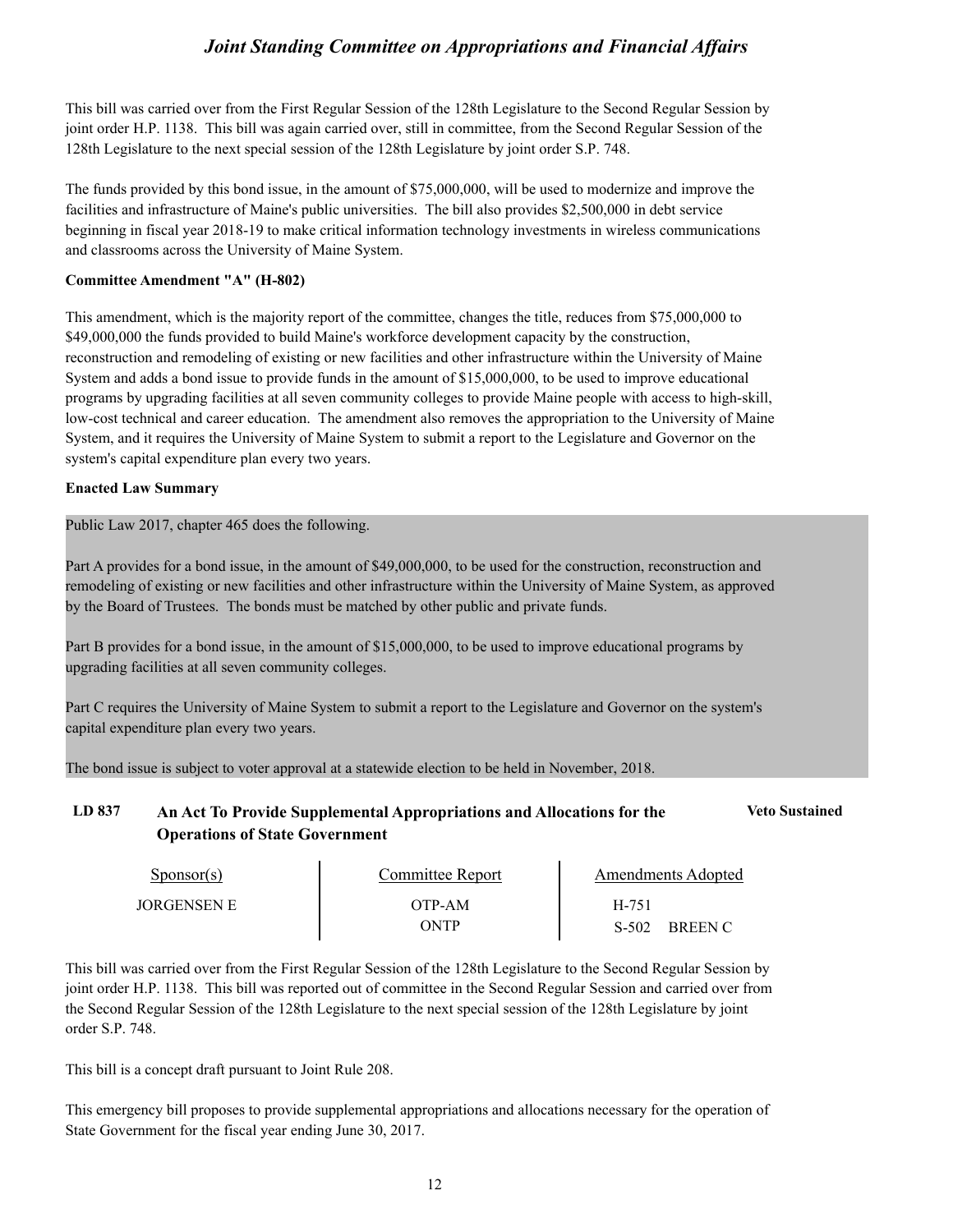This bill was carried over from the First Regular Session of the 128th Legislature to the Second Regular Session by joint order H.P. 1138. This bill was again carried over, still in committee, from the Second Regular Session of the 128th Legislature to the next special session of the 128th Legislature by joint order S.P. 748.

The funds provided by this bond issue, in the amount of $75,000,000, will be used to modernize and improve the facilities and infrastructure of Maine's public universities. The bill also provides $2,500,000 in debt service beginning in fiscal year 2018-19 to make critical information technology investments in wireless communications and classrooms across the University of Maine System.

**Committee Amendment "A" (H-802)**

This amendment, which is the majority report of the committee, changes the title, reduces from $75,000,000 to $49,000,000 the funds provided to build Maine's workforce development capacity by the construction, reconstruction and remodeling of existing or new facilities and other infrastructure within the University of Maine System and adds a bond issue to provide funds in the amount of $15,000,000, to be used to improve educational programs by upgrading facilities at all seven community colleges to provide Maine people with access to high-skill, low-cost technical and career education. The amendment also removes the appropriation to the University of Maine System, and it requires the University of Maine System to submit a report to the Legislature and Governor on the system's capital expenditure plan every two years.

**Enacted Law Summary**

Public Law 2017, chapter 465 does the following.

Part A provides for a bond issue, in the amount of $49,000,000, to be used for the construction, reconstruction and remodeling of existing or new facilities and other infrastructure within the University of Maine System, as approved by the Board of Trustees. The bonds must be matched by other public and private funds.

Part B provides for a bond issue, in the amount of $15,000,000, to be used to improve educational programs by upgrading facilities at all seven community colleges.

Part C requires the University of Maine System to submit a report to the Legislature and Governor on the system's capital expenditure plan every two years.

The bond issue is subject to voter approval at a statewide election to be held in November, 2018.

### LD 837 An Act To Provide Supplemental Appropriations and Allocations for the Operations of State Government — Veto Sustained

| Sponsor(s) | Committee Report | Amendments Adopted |
|---|---|---|
| JORGENSEN E | OTP-AM | H-751 |
| | ONTP | S-502 BREEN C |

This bill was carried over from the First Regular Session of the 128th Legislature to the Second Regular Session by joint order H.P. 1138. This bill was reported out of committee in the Second Regular Session and carried over from the Second Regular Session of the 128th Legislature to the next special session of the 128th Legislature by joint order S.P. 748.

This bill is a concept draft pursuant to Joint Rule 208.

This emergency bill proposes to provide supplemental appropriations and allocations necessary for the operation of State Government for the fiscal year ending June 30, 2017.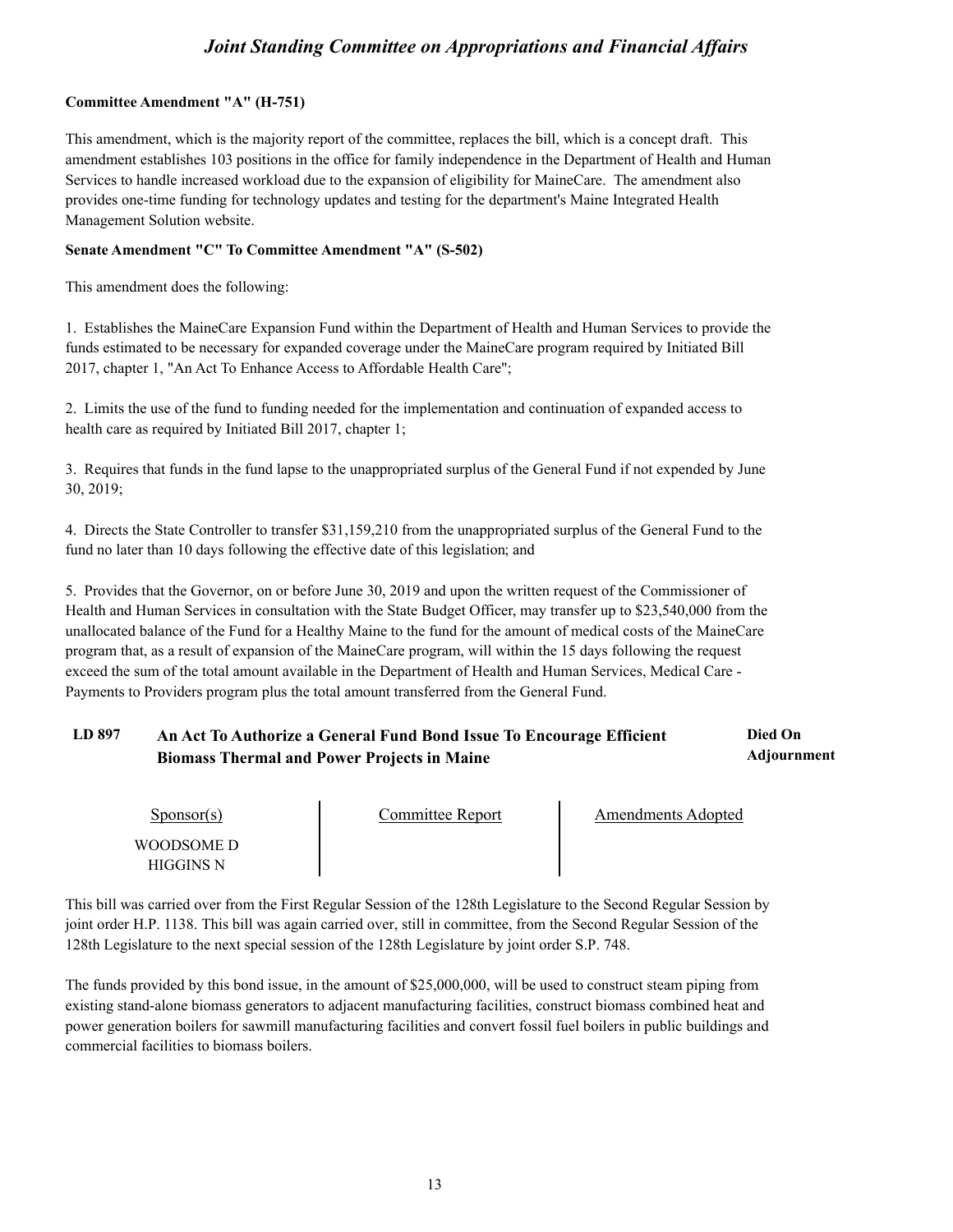**Committee Amendment "A" (H-751)**

This amendment, which is the majority report of the committee, replaces the bill, which is a concept draft. This amendment establishes 103 positions in the office for family independence in the Department of Health and Human Services to handle increased workload due to the expansion of eligibility for MaineCare. The amendment also provides one-time funding for technology updates and testing for the department's Maine Integrated Health Management Solution website.

**Senate Amendment "C" To Committee Amendment "A" (S-502)**

This amendment does the following:

1. Establishes the MaineCare Expansion Fund within the Department of Health and Human Services to provide the funds estimated to be necessary for expanded coverage under the MaineCare program required by Initiated Bill 2017, chapter 1, "An Act To Enhance Access to Affordable Health Care";

2. Limits the use of the fund to funding needed for the implementation and continuation of expanded access to health care as required by Initiated Bill 2017, chapter 1;

3. Requires that funds in the fund lapse to the unappropriated surplus of the General Fund if not expended by June 30, 2019;

4. Directs the State Controller to transfer $31,159,210 from the unappropriated surplus of the General Fund to the fund no later than 10 days following the effective date of this legislation; and

5. Provides that the Governor, on or before June 30, 2019 and upon the written request of the Commissioner of Health and Human Services in consultation with the State Budget Officer, may transfer up to $23,540,000 from the unallocated balance of the Fund for a Healthy Maine to the fund for the amount of medical costs of the MaineCare program that, as a result of expansion of the MaineCare program, will within the 15 days following the request exceed the sum of the total amount available in the Department of Health and Human Services, Medical Care - Payments to Providers program plus the total amount transferred from the General Fund.

## LD 897 An Act To Authorize a General Fund Bond Issue To Encourage Efficient Biomass Thermal and Power Projects in Maine

**Died On Adjournment**

| Sponsor(s) | Committee Report | Amendments Adopted |
| --- | --- | --- |
| WOODSOME D<br>HIGGINS N | | |

This bill was carried over from the First Regular Session of the 128th Legislature to the Second Regular Session by joint order H.P. 1138. This bill was again carried over, still in committee, from the Second Regular Session of the 128th Legislature to the next special session of the 128th Legislature by joint order S.P. 748.

The funds provided by this bond issue, in the amount of $25,000,000, will be used to construct steam piping from existing stand-alone biomass generators to adjacent manufacturing facilities, construct biomass combined heat and power generation boilers for sawmill manufacturing facilities and convert fossil fuel boilers in public buildings and commercial facilities to biomass boilers.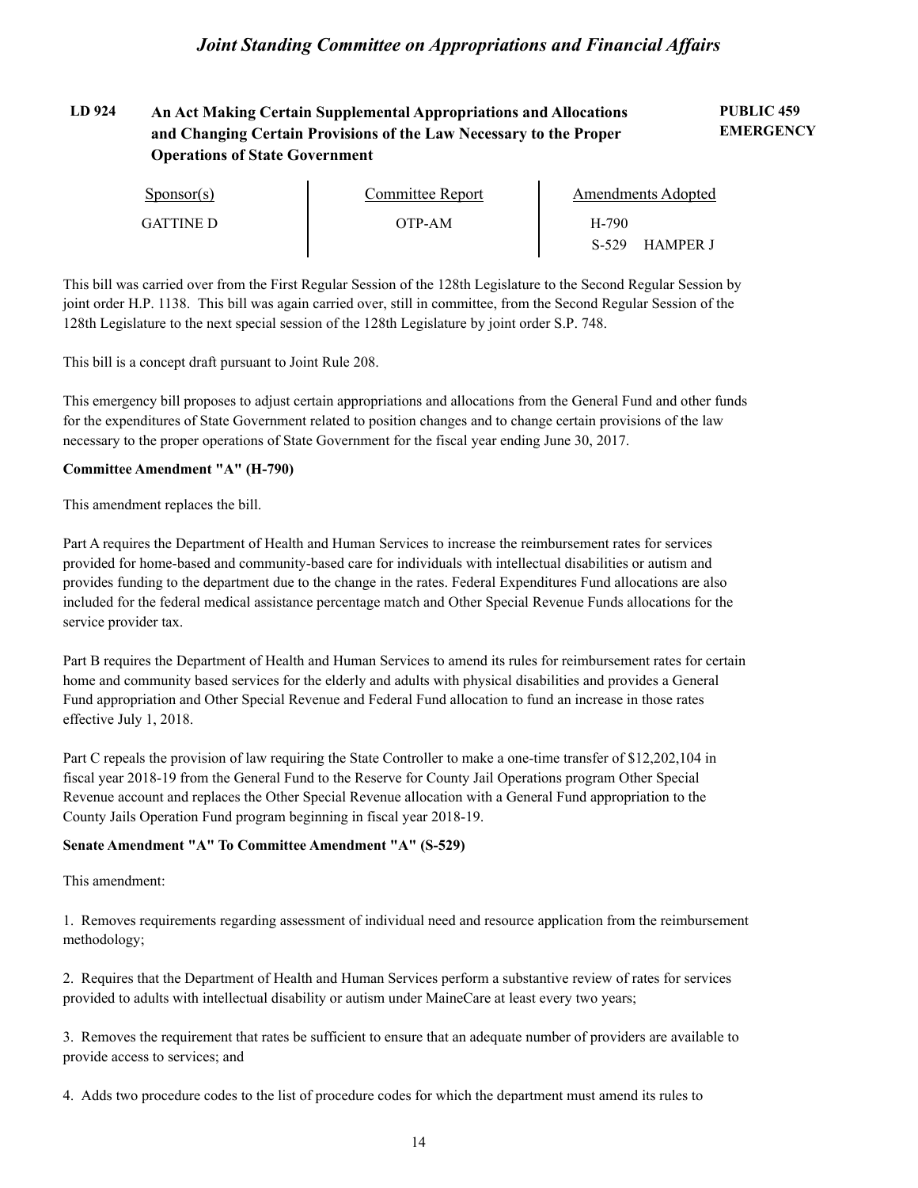**LD 924** **An Act Making Certain Supplemental Appropriations and Allocations and Changing Certain Provisions of the Law Necessary to the Proper Operations of State Government** **PUBLIC 459 EMERGENCY**

| Sponsor(s) | Committee Report | Amendments Adopted |
|---|---|---|
| GATTINE D | OTP-AM | H-790 |
| | | S-529 HAMPER J |

This bill was carried over from the First Regular Session of the 128th Legislature to the Second Regular Session by joint order H.P. 1138. This bill was again carried over, still in committee, from the Second Regular Session of the 128th Legislature to the next special session of the 128th Legislature by joint order S.P. 748.

This bill is a concept draft pursuant to Joint Rule 208.

This emergency bill proposes to adjust certain appropriations and allocations from the General Fund and other funds for the expenditures of State Government related to position changes and to change certain provisions of the law necessary to the proper operations of State Government for the fiscal year ending June 30, 2017.

**Committee Amendment "A" (H-790)**

This amendment replaces the bill.

Part A requires the Department of Health and Human Services to increase the reimbursement rates for services provided for home-based and community-based care for individuals with intellectual disabilities or autism and provides funding to the department due to the change in the rates. Federal Expenditures Fund allocations are also included for the federal medical assistance percentage match and Other Special Revenue Funds allocations for the service provider tax.

Part B requires the Department of Health and Human Services to amend its rules for reimbursement rates for certain home and community based services for the elderly and adults with physical disabilities and provides a General Fund appropriation and Other Special Revenue and Federal Fund allocation to fund an increase in those rates effective July 1, 2018.

Part C repeals the provision of law requiring the State Controller to make a one-time transfer of $12,202,104 in fiscal year 2018-19 from the General Fund to the Reserve for County Jail Operations program Other Special Revenue account and replaces the Other Special Revenue allocation with a General Fund appropriation to the County Jails Operation Fund program beginning in fiscal year 2018-19.

**Senate Amendment "A" To Committee Amendment "A" (S-529)**

This amendment:

1. Removes requirements regarding assessment of individual need and resource application from the reimbursement methodology;

2. Requires that the Department of Health and Human Services perform a substantive review of rates for services provided to adults with intellectual disability or autism under MaineCare at least every two years;

3. Removes the requirement that rates be sufficient to ensure that an adequate number of providers are available to provide access to services; and

4. Adds two procedure codes to the list of procedure codes for which the department must amend its rules to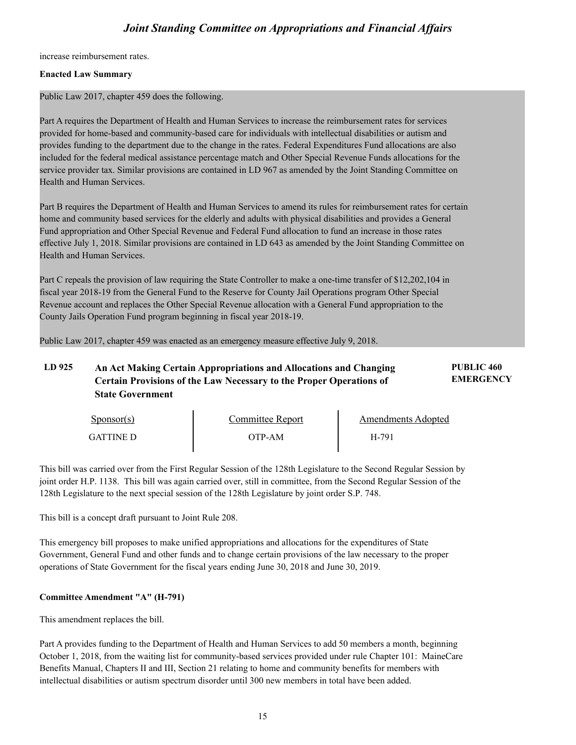increase reimbursement rates.

**Enacted Law Summary**

Public Law 2017, chapter 459 does the following.

Part A requires the Department of Health and Human Services to increase the reimbursement rates for services provided for home-based and community-based care for individuals with intellectual disabilities or autism and provides funding to the department due to the change in the rates. Federal Expenditures Fund allocations are also included for the federal medical assistance percentage match and Other Special Revenue Funds allocations for the service provider tax. Similar provisions are contained in LD 967 as amended by the Joint Standing Committee on Health and Human Services.

Part B requires the Department of Health and Human Services to amend its rules for reimbursement rates for certain home and community based services for the elderly and adults with physical disabilities and provides a General Fund appropriation and Other Special Revenue and Federal Fund allocation to fund an increase in those rates effective July 1, 2018. Similar provisions are contained in LD 643 as amended by the Joint Standing Committee on Health and Human Services.

Part C repeals the provision of law requiring the State Controller to make a one-time transfer of $12,202,104 in fiscal year 2018-19 from the General Fund to the Reserve for County Jail Operations program Other Special Revenue account and replaces the Other Special Revenue allocation with a General Fund appropriation to the County Jails Operation Fund program beginning in fiscal year 2018-19.

Public Law 2017, chapter 459 was enacted as an emergency measure effective July 9, 2018.

### LD 925 An Act Making Certain Appropriations and Allocations and Changing Certain Provisions of the Law Necessary to the Proper Operations of State Government — PUBLIC 460 EMERGENCY

| Sponsor(s) | Committee Report | Amendments Adopted |
|---|---|---|
| GATTINE D | OTP-AM | H-791 |

This bill was carried over from the First Regular Session of the 128th Legislature to the Second Regular Session by joint order H.P. 1138. This bill was again carried over, still in committee, from the Second Regular Session of the 128th Legislature to the next special session of the 128th Legislature by joint order S.P. 748.

This bill is a concept draft pursuant to Joint Rule 208.

This emergency bill proposes to make unified appropriations and allocations for the expenditures of State Government, General Fund and other funds and to change certain provisions of the law necessary to the proper operations of State Government for the fiscal years ending June 30, 2018 and June 30, 2019.

**Committee Amendment "A" (H-791)**

This amendment replaces the bill.

Part A provides funding to the Department of Health and Human Services to add 50 members a month, beginning October 1, 2018, from the waiting list for community-based services provided under rule Chapter 101: MaineCare Benefits Manual, Chapters II and III, Section 21 relating to home and community benefits for members with intellectual disabilities or autism spectrum disorder until 300 new members in total have been added.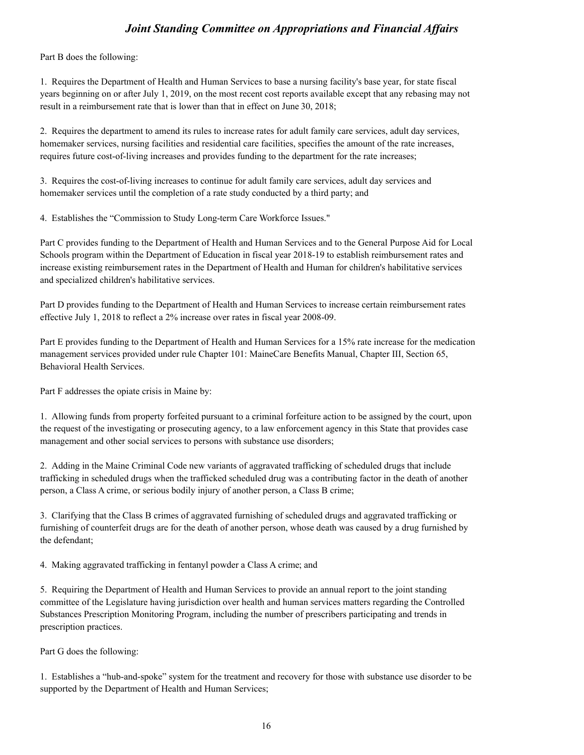Part B does the following:

1. Requires the Department of Health and Human Services to base a nursing facility's base year, for state fiscal years beginning on or after July 1, 2019, on the most recent cost reports available except that any rebasing may not result in a reimbursement rate that is lower than that in effect on June 30, 2018;

2. Requires the department to amend its rules to increase rates for adult family care services, adult day services, homemaker services, nursing facilities and residential care facilities, specifies the amount of the rate increases, requires future cost-of-living increases and provides funding to the department for the rate increases;

3. Requires the cost-of-living increases to continue for adult family care services, adult day services and homemaker services until the completion of a rate study conducted by a third party; and

4. Establishes the "Commission to Study Long-term Care Workforce Issues."

Part C provides funding to the Department of Health and Human Services and to the General Purpose Aid for Local Schools program within the Department of Education in fiscal year 2018-19 to establish reimbursement rates and increase existing reimbursement rates in the Department of Health and Human for children's habilitative services and specialized children's habilitative services.

Part D provides funding to the Department of Health and Human Services to increase certain reimbursement rates effective July 1, 2018 to reflect a 2% increase over rates in fiscal year 2008-09.

Part E provides funding to the Department of Health and Human Services for a 15% rate increase for the medication management services provided under rule Chapter 101: MaineCare Benefits Manual, Chapter III, Section 65, Behavioral Health Services.

Part F addresses the opiate crisis in Maine by:

1. Allowing funds from property forfeited pursuant to a criminal forfeiture action to be assigned by the court, upon the request of the investigating or prosecuting agency, to a law enforcement agency in this State that provides case management and other social services to persons with substance use disorders;

2. Adding in the Maine Criminal Code new variants of aggravated trafficking of scheduled drugs that include trafficking in scheduled drugs when the trafficked scheduled drug was a contributing factor in the death of another person, a Class A crime, or serious bodily injury of another person, a Class B crime;

3. Clarifying that the Class B crimes of aggravated furnishing of scheduled drugs and aggravated trafficking or furnishing of counterfeit drugs are for the death of another person, whose death was caused by a drug furnished by the defendant;

4. Making aggravated trafficking in fentanyl powder a Class A crime; and

5. Requiring the Department of Health and Human Services to provide an annual report to the joint standing committee of the Legislature having jurisdiction over health and human services matters regarding the Controlled Substances Prescription Monitoring Program, including the number of prescribers participating and trends in prescription practices.

Part G does the following:

1. Establishes a "hub-and-spoke" system for the treatment and recovery for those with substance use disorder to be supported by the Department of Health and Human Services;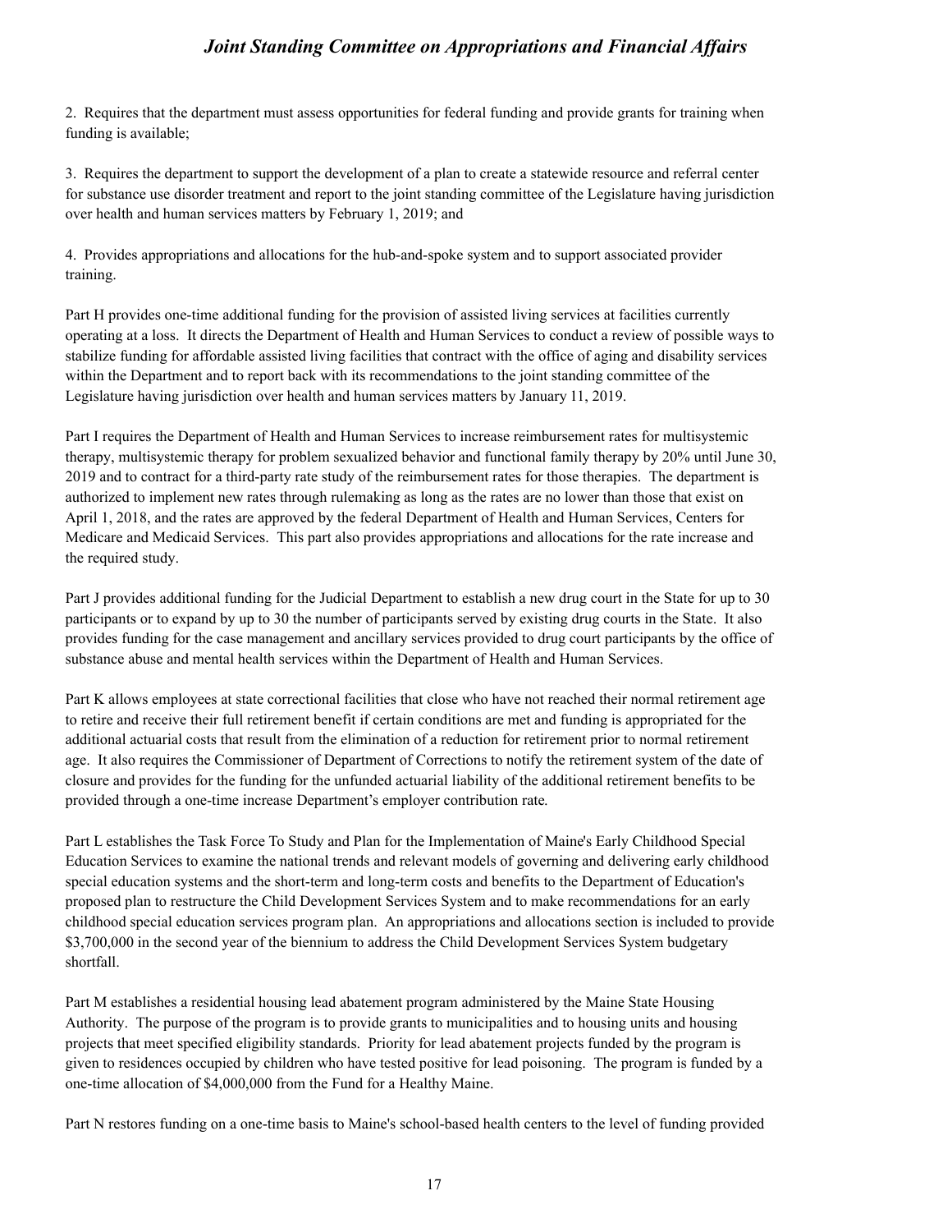2. Requires that the department must assess opportunities for federal funding and provide grants for training when funding is available;

3. Requires the department to support the development of a plan to create a statewide resource and referral center for substance use disorder treatment and report to the joint standing committee of the Legislature having jurisdiction over health and human services matters by February 1, 2019; and

4. Provides appropriations and allocations for the hub-and-spoke system and to support associated provider training.

Part H provides one-time additional funding for the provision of assisted living services at facilities currently operating at a loss. It directs the Department of Health and Human Services to conduct a review of possible ways to stabilize funding for affordable assisted living facilities that contract with the office of aging and disability services within the Department and to report back with its recommendations to the joint standing committee of the Legislature having jurisdiction over health and human services matters by January 11, 2019.

Part I requires the Department of Health and Human Services to increase reimbursement rates for multisystemic therapy, multisystemic therapy for problem sexualized behavior and functional family therapy by 20% until June 30, 2019 and to contract for a third-party rate study of the reimbursement rates for those therapies. The department is authorized to implement new rates through rulemaking as long as the rates are no lower than those that exist on April 1, 2018, and the rates are approved by the federal Department of Health and Human Services, Centers for Medicare and Medicaid Services. This part also provides appropriations and allocations for the rate increase and the required study.

Part J provides additional funding for the Judicial Department to establish a new drug court in the State for up to 30 participants or to expand by up to 30 the number of participants served by existing drug courts in the State. It also provides funding for the case management and ancillary services provided to drug court participants by the office of substance abuse and mental health services within the Department of Health and Human Services.

Part K allows employees at state correctional facilities that close who have not reached their normal retirement age to retire and receive their full retirement benefit if certain conditions are met and funding is appropriated for the additional actuarial costs that result from the elimination of a reduction for retirement prior to normal retirement age. It also requires the Commissioner of Department of Corrections to notify the retirement system of the date of closure and provides for the funding for the unfunded actuarial liability of the additional retirement benefits to be provided through a one-time increase Department's employer contribution rate.

Part L establishes the Task Force To Study and Plan for the Implementation of Maine's Early Childhood Special Education Services to examine the national trends and relevant models of governing and delivering early childhood special education systems and the short-term and long-term costs and benefits to the Department of Education's proposed plan to restructure the Child Development Services System and to make recommendations for an early childhood special education services program plan. An appropriations and allocations section is included to provide $3,700,000 in the second year of the biennium to address the Child Development Services System budgetary shortfall.

Part M establishes a residential housing lead abatement program administered by the Maine State Housing Authority. The purpose of the program is to provide grants to municipalities and to housing units and housing projects that meet specified eligibility standards. Priority for lead abatement projects funded by the program is given to residences occupied by children who have tested positive for lead poisoning. The program is funded by a one-time allocation of $4,000,000 from the Fund for a Healthy Maine.

Part N restores funding on a one-time basis to Maine's school-based health centers to the level of funding provided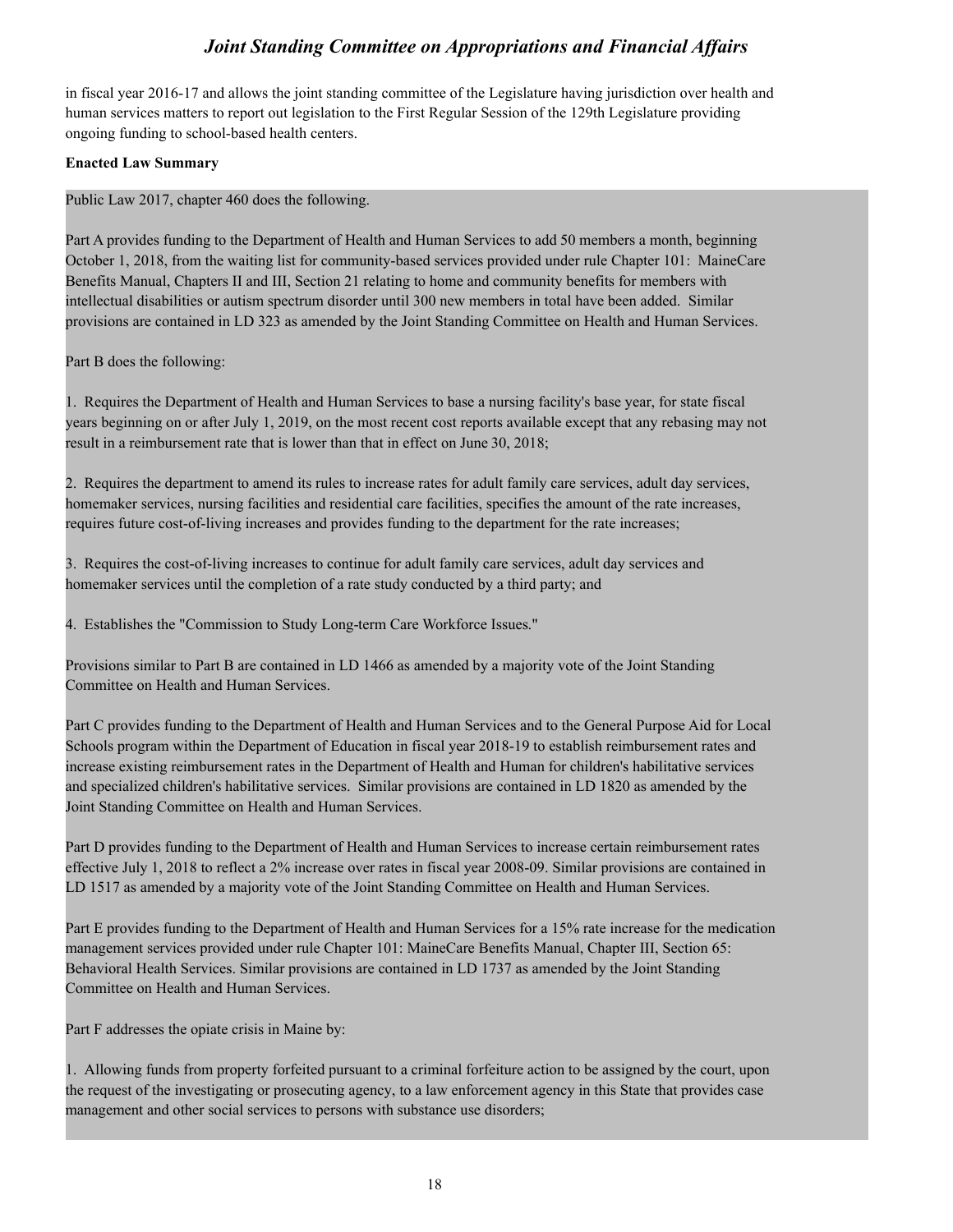in fiscal year 2016-17 and allows the joint standing committee of the Legislature having jurisdiction over health and human services matters to report out legislation to the First Regular Session of the 129th Legislature providing ongoing funding to school-based health centers.

**Enacted Law Summary**

Public Law 2017, chapter 460 does the following.

Part A provides funding to the Department of Health and Human Services to add 50 members a month, beginning October 1, 2018, from the waiting list for community-based services provided under rule Chapter 101: MaineCare Benefits Manual, Chapters II and III, Section 21 relating to home and community benefits for members with intellectual disabilities or autism spectrum disorder until 300 new members in total have been added. Similar provisions are contained in LD 323 as amended by the Joint Standing Committee on Health and Human Services.

Part B does the following:

1. Requires the Department of Health and Human Services to base a nursing facility's base year, for state fiscal years beginning on or after July 1, 2019, on the most recent cost reports available except that any rebasing may not result in a reimbursement rate that is lower than that in effect on June 30, 2018;

2. Requires the department to amend its rules to increase rates for adult family care services, adult day services, homemaker services, nursing facilities and residential care facilities, specifies the amount of the rate increases, requires future cost-of-living increases and provides funding to the department for the rate increases;

3. Requires the cost-of-living increases to continue for adult family care services, adult day services and homemaker services until the completion of a rate study conducted by a third party; and

4. Establishes the "Commission to Study Long-term Care Workforce Issues."

Provisions similar to Part B are contained in LD 1466 as amended by a majority vote of the Joint Standing Committee on Health and Human Services.

Part C provides funding to the Department of Health and Human Services and to the General Purpose Aid for Local Schools program within the Department of Education in fiscal year 2018-19 to establish reimbursement rates and increase existing reimbursement rates in the Department of Health and Human for children's habilitative services and specialized children's habilitative services. Similar provisions are contained in LD 1820 as amended by the Joint Standing Committee on Health and Human Services.

Part D provides funding to the Department of Health and Human Services to increase certain reimbursement rates effective July 1, 2018 to reflect a 2% increase over rates in fiscal year 2008-09. Similar provisions are contained in LD 1517 as amended by a majority vote of the Joint Standing Committee on Health and Human Services.

Part E provides funding to the Department of Health and Human Services for a 15% rate increase for the medication management services provided under rule Chapter 101: MaineCare Benefits Manual, Chapter III, Section 65: Behavioral Health Services. Similar provisions are contained in LD 1737 as amended by the Joint Standing Committee on Health and Human Services.

Part F addresses the opiate crisis in Maine by:

1. Allowing funds from property forfeited pursuant to a criminal forfeiture action to be assigned by the court, upon the request of the investigating or prosecuting agency, to a law enforcement agency in this State that provides case management and other social services to persons with substance use disorders;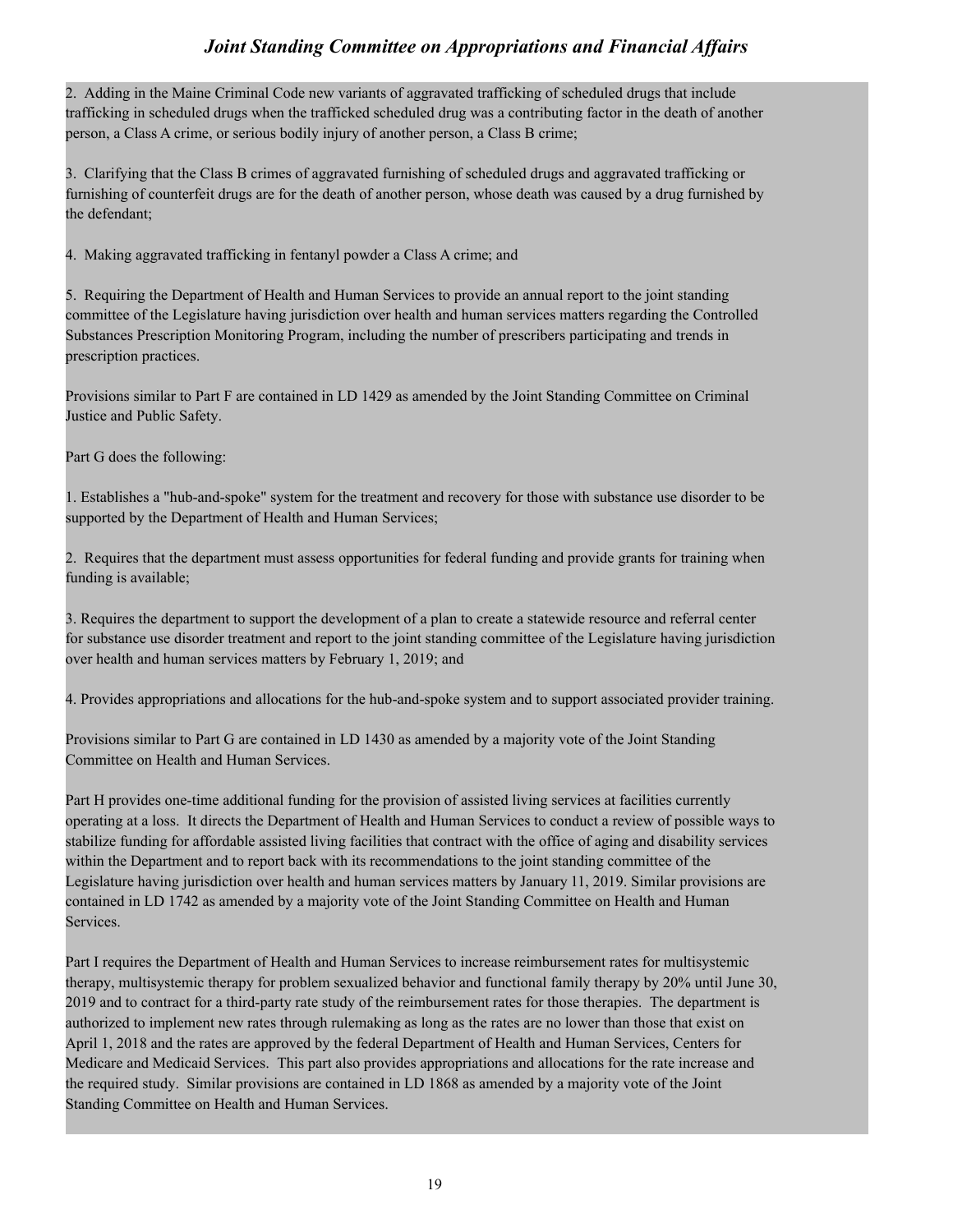2. Adding in the Maine Criminal Code new variants of aggravated trafficking of scheduled drugs that include trafficking in scheduled drugs when the trafficked scheduled drug was a contributing factor in the death of another person, a Class A crime, or serious bodily injury of another person, a Class B crime;

3. Clarifying that the Class B crimes of aggravated furnishing of scheduled drugs and aggravated trafficking or furnishing of counterfeit drugs are for the death of another person, whose death was caused by a drug furnished by the defendant;

4. Making aggravated trafficking in fentanyl powder a Class A crime; and

5. Requiring the Department of Health and Human Services to provide an annual report to the joint standing committee of the Legislature having jurisdiction over health and human services matters regarding the Controlled Substances Prescription Monitoring Program, including the number of prescribers participating and trends in prescription practices.

Provisions similar to Part F are contained in LD 1429 as amended by the Joint Standing Committee on Criminal Justice and Public Safety.

Part G does the following:

1. Establishes a "hub-and-spoke" system for the treatment and recovery for those with substance use disorder to be supported by the Department of Health and Human Services;

2. Requires that the department must assess opportunities for federal funding and provide grants for training when funding is available;

3. Requires the department to support the development of a plan to create a statewide resource and referral center for substance use disorder treatment and report to the joint standing committee of the Legislature having jurisdiction over health and human services matters by February 1, 2019; and

4. Provides appropriations and allocations for the hub-and-spoke system and to support associated provider training.

Provisions similar to Part G are contained in LD 1430 as amended by a majority vote of the Joint Standing Committee on Health and Human Services.

Part H provides one-time additional funding for the provision of assisted living services at facilities currently operating at a loss. It directs the Department of Health and Human Services to conduct a review of possible ways to stabilize funding for affordable assisted living facilities that contract with the office of aging and disability services within the Department and to report back with its recommendations to the joint standing committee of the Legislature having jurisdiction over health and human services matters by January 11, 2019. Similar provisions are contained in LD 1742 as amended by a majority vote of the Joint Standing Committee on Health and Human Services.

Part I requires the Department of Health and Human Services to increase reimbursement rates for multisystemic therapy, multisystemic therapy for problem sexualized behavior and functional family therapy by 20% until June 30, 2019 and to contract for a third-party rate study of the reimbursement rates for those therapies. The department is authorized to implement new rates through rulemaking as long as the rates are no lower than those that exist on April 1, 2018 and the rates are approved by the federal Department of Health and Human Services, Centers for Medicare and Medicaid Services. This part also provides appropriations and allocations for the rate increase and the required study. Similar provisions are contained in LD 1868 as amended by a majority vote of the Joint Standing Committee on Health and Human Services.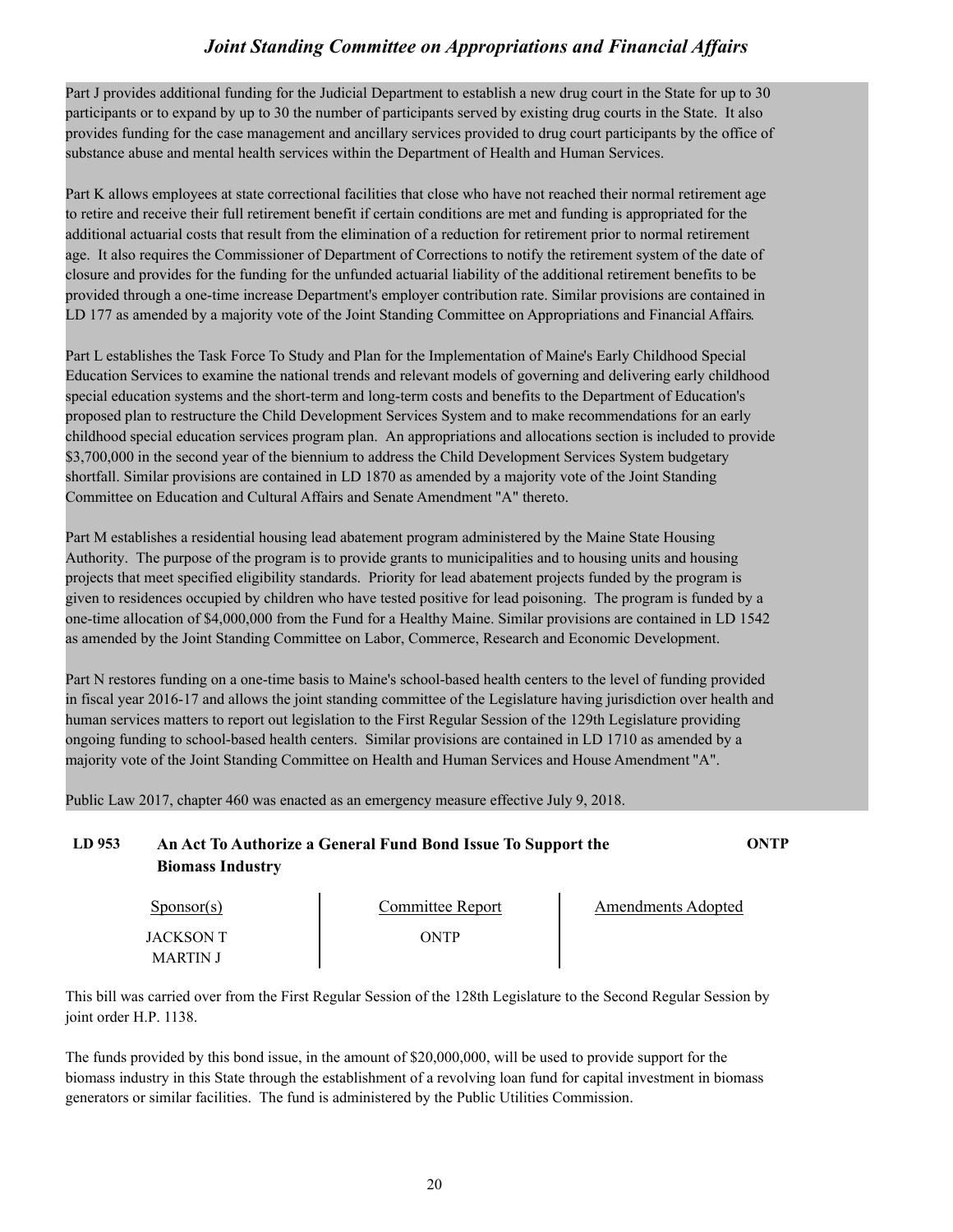Part J provides additional funding for the Judicial Department to establish a new drug court in the State for up to 30 participants or to expand by up to 30 the number of participants served by existing drug courts in the State. It also provides funding for the case management and ancillary services provided to drug court participants by the office of substance abuse and mental health services within the Department of Health and Human Services.

Part K allows employees at state correctional facilities that close who have not reached their normal retirement age to retire and receive their full retirement benefit if certain conditions are met and funding is appropriated for the additional actuarial costs that result from the elimination of a reduction for retirement prior to normal retirement age. It also requires the Commissioner of Department of Corrections to notify the retirement system of the date of closure and provides for the funding for the unfunded actuarial liability of the additional retirement benefits to be provided through a one-time increase Department's employer contribution rate. Similar provisions are contained in LD 177 as amended by a majority vote of the Joint Standing Committee on Appropriations and Financial Affairs.

Part L establishes the Task Force To Study and Plan for the Implementation of Maine's Early Childhood Special Education Services to examine the national trends and relevant models of governing and delivering early childhood special education systems and the short-term and long-term costs and benefits to the Department of Education's proposed plan to restructure the Child Development Services System and to make recommendations for an early childhood special education services program plan. An appropriations and allocations section is included to provide \$3,700,000 in the second year of the biennium to address the Child Development Services System budgetary shortfall. Similar provisions are contained in LD 1870 as amended by a majority vote of the Joint Standing Committee on Education and Cultural Affairs and Senate Amendment "A" thereto.

Part M establishes a residential housing lead abatement program administered by the Maine State Housing Authority. The purpose of the program is to provide grants to municipalities and to housing units and housing projects that meet specified eligibility standards. Priority for lead abatement projects funded by the program is given to residences occupied by children who have tested positive for lead poisoning. The program is funded by a one-time allocation of \$4,000,000 from the Fund for a Healthy Maine. Similar provisions are contained in LD 1542 as amended by the Joint Standing Committee on Labor, Commerce, Research and Economic Development.

Part N restores funding on a one-time basis to Maine's school-based health centers to the level of funding provided in fiscal year 2016-17 and allows the joint standing committee of the Legislature having jurisdiction over health and human services matters to report out legislation to the First Regular Session of the 129th Legislature providing ongoing funding to school-based health centers. Similar provisions are contained in LD 1710 as amended by a majority vote of the Joint Standing Committee on Health and Human Services and House Amendment "A".

Public Law 2017, chapter 460 was enacted as an emergency measure effective July 9, 2018.

### LD 953 An Act To Authorize a General Fund Bond Issue To Support the Biomass Industry — ONTP

| Sponsor(s) | Committee Report | Amendments Adopted |
|---|---|---|
| JACKSON T<br>MARTIN J | ONTP | |

This bill was carried over from the First Regular Session of the 128th Legislature to the Second Regular Session by joint order H.P. 1138.

The funds provided by this bond issue, in the amount of \$20,000,000, will be used to provide support for the biomass industry in this State through the establishment of a revolving loan fund for capital investment in biomass generators or similar facilities. The fund is administered by the Public Utilities Commission.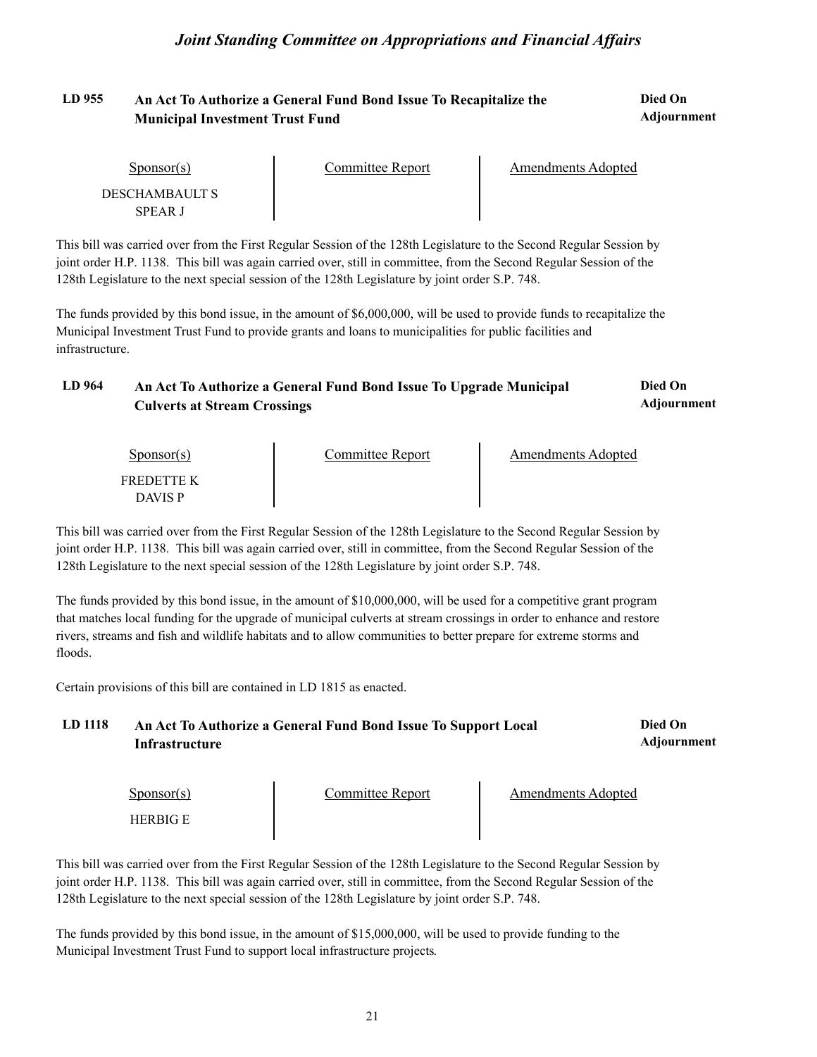### LD 955 An Act To Authorize a General Fund Bond Issue To Recapitalize the Municipal Investment Trust Fund

**Died On Adjournment**

| Sponsor(s) | Committee Report | Amendments Adopted |
| --- | --- | --- |
| DESCHAMBAULT S<br>SPEAR J | | |

This bill was carried over from the First Regular Session of the 128th Legislature to the Second Regular Session by joint order H.P. 1138. This bill was again carried over, still in committee, from the Second Regular Session of the 128th Legislature to the next special session of the 128th Legislature by joint order S.P. 748.

The funds provided by this bond issue, in the amount of $6,000,000, will be used to provide funds to recapitalize the Municipal Investment Trust Fund to provide grants and loans to municipalities for public facilities and infrastructure.

### LD 964 An Act To Authorize a General Fund Bond Issue To Upgrade Municipal Culverts at Stream Crossings

**Died On Adjournment**

| Sponsor(s) | Committee Report | Amendments Adopted |
| --- | --- | --- |
| FREDETTE K<br>DAVIS P | | |

This bill was carried over from the First Regular Session of the 128th Legislature to the Second Regular Session by joint order H.P. 1138. This bill was again carried over, still in committee, from the Second Regular Session of the 128th Legislature to the next special session of the 128th Legislature by joint order S.P. 748.

The funds provided by this bond issue, in the amount of $10,000,000, will be used for a competitive grant program that matches local funding for the upgrade of municipal culverts at stream crossings in order to enhance and restore rivers, streams and fish and wildlife habitats and to allow communities to better prepare for extreme storms and floods.

Certain provisions of this bill are contained in LD 1815 as enacted.

### LD 1118 An Act To Authorize a General Fund Bond Issue To Support Local Infrastructure

**Died On Adjournment**

| Sponsor(s) | Committee Report | Amendments Adopted |
| --- | --- | --- |
| HERBIG E | | |

This bill was carried over from the First Regular Session of the 128th Legislature to the Second Regular Session by joint order H.P. 1138. This bill was again carried over, still in committee, from the Second Regular Session of the 128th Legislature to the next special session of the 128th Legislature by joint order S.P. 748.

The funds provided by this bond issue, in the amount of $15,000,000, will be used to provide funding to the Municipal Investment Trust Fund to support local infrastructure projects.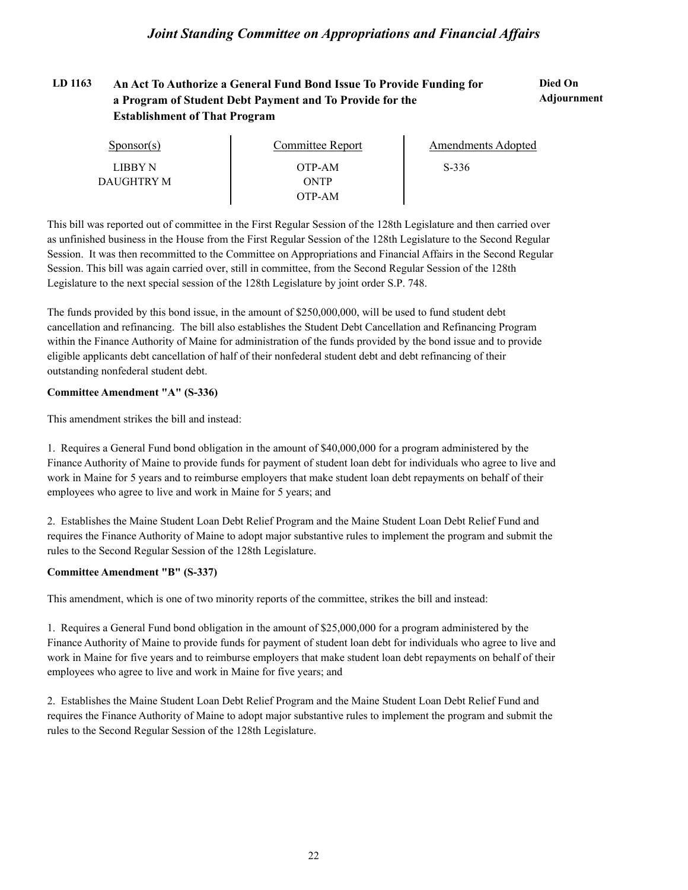**LD 1163** **An Act To Authorize a General Fund Bond Issue To Provide Funding for a Program of Student Debt Payment and To Provide for the Establishment of That Program** **Died On Adjournment**

| Sponsor(s) | Committee Report | Amendments Adopted |
|---|---|---|
| LIBBY N | OTP-AM | S-336 |
| DAUGHTRY M | ONTP | |
| | OTP-AM | |

This bill was reported out of committee in the First Regular Session of the 128th Legislature and then carried over as unfinished business in the House from the First Regular Session of the 128th Legislature to the Second Regular Session. It was then recommitted to the Committee on Appropriations and Financial Affairs in the Second Regular Session. This bill was again carried over, still in committee, from the Second Regular Session of the 128th Legislature to the next special session of the 128th Legislature by joint order S.P. 748.

The funds provided by this bond issue, in the amount of $250,000,000, will be used to fund student debt cancellation and refinancing. The bill also establishes the Student Debt Cancellation and Refinancing Program within the Finance Authority of Maine for administration of the funds provided by the bond issue and to provide eligible applicants debt cancellation of half of their nonfederal student debt and debt refinancing of their outstanding nonfederal student debt.

**Committee Amendment "A" (S-336)**

This amendment strikes the bill and instead:

1. Requires a General Fund bond obligation in the amount of $40,000,000 for a program administered by the Finance Authority of Maine to provide funds for payment of student loan debt for individuals who agree to live and work in Maine for 5 years and to reimburse employers that make student loan debt repayments on behalf of their employees who agree to live and work in Maine for 5 years; and

2. Establishes the Maine Student Loan Debt Relief Program and the Maine Student Loan Debt Relief Fund and requires the Finance Authority of Maine to adopt major substantive rules to implement the program and submit the rules to the Second Regular Session of the 128th Legislature.

**Committee Amendment "B" (S-337)**

This amendment, which is one of two minority reports of the committee, strikes the bill and instead:

1. Requires a General Fund bond obligation in the amount of $25,000,000 for a program administered by the Finance Authority of Maine to provide funds for payment of student loan debt for individuals who agree to live and work in Maine for five years and to reimburse employers that make student loan debt repayments on behalf of their employees who agree to live and work in Maine for five years; and

2. Establishes the Maine Student Loan Debt Relief Program and the Maine Student Loan Debt Relief Fund and requires the Finance Authority of Maine to adopt major substantive rules to implement the program and submit the rules to the Second Regular Session of the 128th Legislature.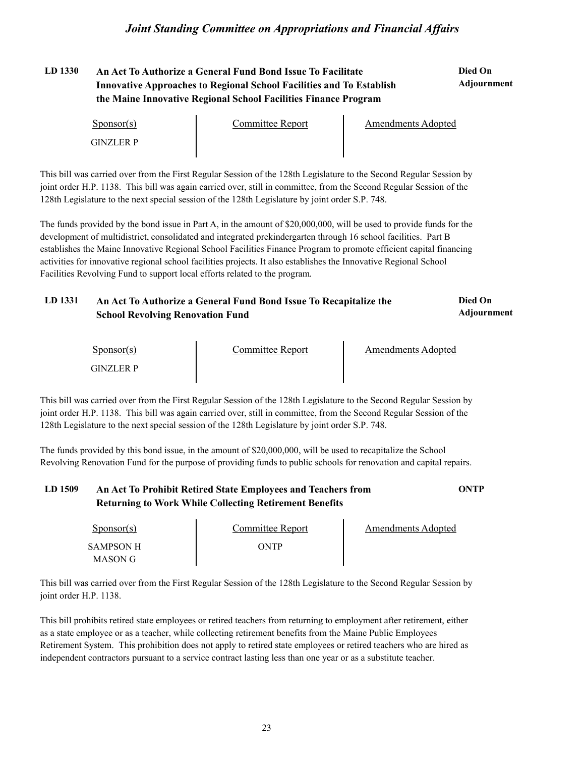### LD 1330 An Act To Authorize a General Fund Bond Issue To Facilitate Innovative Approaches to Regional School Facilities and To Establish the Maine Innovative Regional School Facilities Finance Program

**Died On Adjournment**

| Sponsor(s) | Committee Report | Amendments Adopted |
| --- | --- | --- |
| GINZLER P | | |

This bill was carried over from the First Regular Session of the 128th Legislature to the Second Regular Session by joint order H.P. 1138. This bill was again carried over, still in committee, from the Second Regular Session of the 128th Legislature to the next special session of the 128th Legislature by joint order S.P. 748.

The funds provided by the bond issue in Part A, in the amount of $20,000,000, will be used to provide funds for the development of multidistrict, consolidated and integrated prekindergarten through 16 school facilities. Part B establishes the Maine Innovative Regional School Facilities Finance Program to promote efficient capital financing activities for innovative regional school facilities projects. It also establishes the Innovative Regional School Facilities Revolving Fund to support local efforts related to the program.

### LD 1331 An Act To Authorize a General Fund Bond Issue To Recapitalize the School Revolving Renovation Fund

**Died On Adjournment**

| Sponsor(s) | Committee Report | Amendments Adopted |
| --- | --- | --- |
| GINZLER P | | |

This bill was carried over from the First Regular Session of the 128th Legislature to the Second Regular Session by joint order H.P. 1138. This bill was again carried over, still in committee, from the Second Regular Session of the 128th Legislature to the next special session of the 128th Legislature by joint order S.P. 748.

The funds provided by this bond issue, in the amount of $20,000,000, will be used to recapitalize the School Revolving Renovation Fund for the purpose of providing funds to public schools for renovation and capital repairs.

### LD 1509 An Act To Prohibit Retired State Employees and Teachers from Returning to Work While Collecting Retirement Benefits

**ONTP**

| Sponsor(s) | Committee Report | Amendments Adopted |
| --- | --- | --- |
| SAMPSON H<br>MASON G | ONTP | |

This bill was carried over from the First Regular Session of the 128th Legislature to the Second Regular Session by joint order H.P. 1138.

This bill prohibits retired state employees or retired teachers from returning to employment after retirement, either as a state employee or as a teacher, while collecting retirement benefits from the Maine Public Employees Retirement System. This prohibition does not apply to retired state employees or retired teachers who are hired as independent contractors pursuant to a service contract lasting less than one year or as a substitute teacher.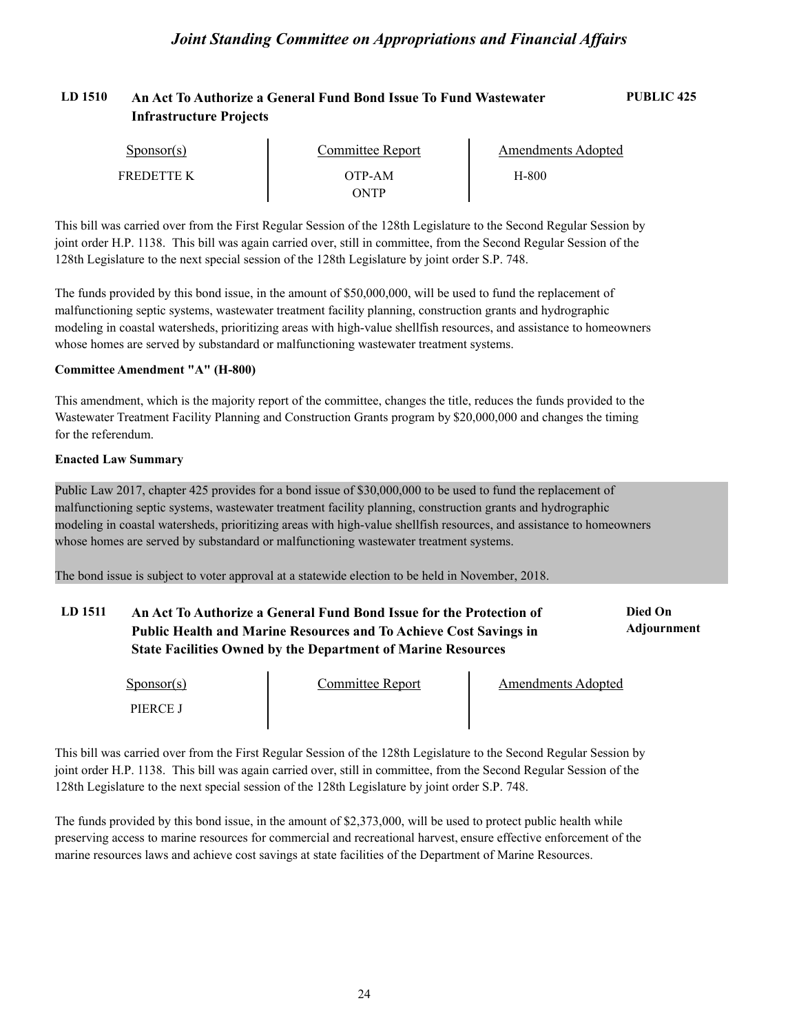**LD 1510** **An Act To Authorize a General Fund Bond Issue To Fund Wastewater Infrastructure Projects** **PUBLIC 425**

| Sponsor(s) | Committee Report | Amendments Adopted |
|---|---|---|
| FREDETTE K | OTP-AM<br>ONTP | H-800 |

This bill was carried over from the First Regular Session of the 128th Legislature to the Second Regular Session by joint order H.P. 1138. This bill was again carried over, still in committee, from the Second Regular Session of the 128th Legislature to the next special session of the 128th Legislature by joint order S.P. 748.

The funds provided by this bond issue, in the amount of $50,000,000, will be used to fund the replacement of malfunctioning septic systems, wastewater treatment facility planning, construction grants and hydrographic modeling in coastal watersheds, prioritizing areas with high-value shellfish resources, and assistance to homeowners whose homes are served by substandard or malfunctioning wastewater treatment systems.

**Committee Amendment "A" (H-800)**

This amendment, which is the majority report of the committee, changes the title, reduces the funds provided to the Wastewater Treatment Facility Planning and Construction Grants program by $20,000,000 and changes the timing for the referendum.

**Enacted Law Summary**

Public Law 2017, chapter 425 provides for a bond issue of $30,000,000 to be used to fund the replacement of malfunctioning septic systems, wastewater treatment facility planning, construction grants and hydrographic modeling in coastal watersheds, prioritizing areas with high-value shellfish resources, and assistance to homeowners whose homes are served by substandard or malfunctioning wastewater treatment systems.

The bond issue is subject to voter approval at a statewide election to be held in November, 2018.

**LD 1511** **An Act To Authorize a General Fund Bond Issue for the Protection of Public Health and Marine Resources and To Achieve Cost Savings in State Facilities Owned by the Department of Marine Resources** **Died On Adjournment**

| Sponsor(s) | Committee Report | Amendments Adopted |
|---|---|---|
| PIERCE J | | |

This bill was carried over from the First Regular Session of the 128th Legislature to the Second Regular Session by joint order H.P. 1138. This bill was again carried over, still in committee, from the Second Regular Session of the 128th Legislature to the next special session of the 128th Legislature by joint order S.P. 748.

The funds provided by this bond issue, in the amount of $2,373,000, will be used to protect public health while preserving access to marine resources for commercial and recreational harvest, ensure effective enforcement of the marine resources laws and achieve cost savings at state facilities of the Department of Marine Resources.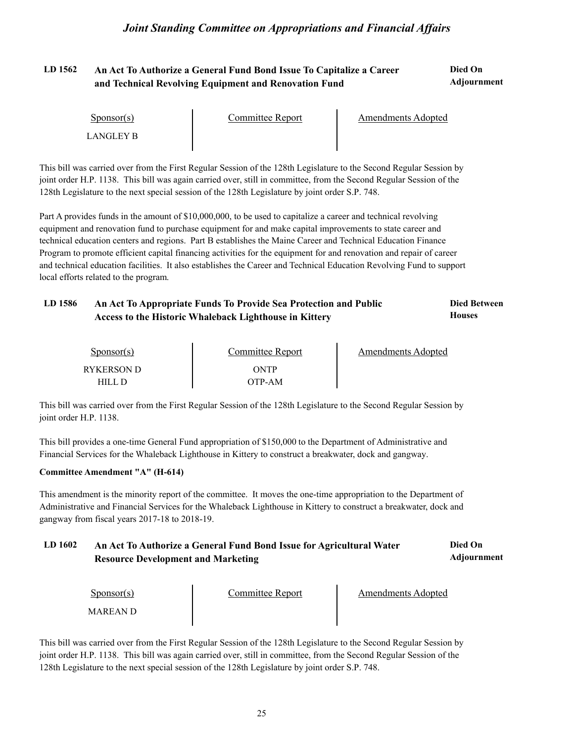### LD 1562 An Act To Authorize a General Fund Bond Issue To Capitalize a Career and Technical Revolving Equipment and Renovation Fund

**Died On Adjournment**

| Sponsor(s) | Committee Report | Amendments Adopted |
| --- | --- | --- |
| LANGLEY B | | |

This bill was carried over from the First Regular Session of the 128th Legislature to the Second Regular Session by joint order H.P. 1138. This bill was again carried over, still in committee, from the Second Regular Session of the 128th Legislature to the next special session of the 128th Legislature by joint order S.P. 748.

Part A provides funds in the amount of $10,000,000, to be used to capitalize a career and technical revolving equipment and renovation fund to purchase equipment for and make capital improvements to state career and technical education centers and regions. Part B establishes the Maine Career and Technical Education Finance Program to promote efficient capital financing activities for the equipment for and renovation and repair of career and technical education facilities. It also establishes the Career and Technical Education Revolving Fund to support local efforts related to the program.

### LD 1586 An Act To Appropriate Funds To Provide Sea Protection and Public Access to the Historic Whaleback Lighthouse in Kittery

**Died Between Houses**

| Sponsor(s) | Committee Report | Amendments Adopted |
| --- | --- | --- |
| RYKERSON D | ONTP | |
| HILL D | OTP-AM | |

This bill was carried over from the First Regular Session of the 128th Legislature to the Second Regular Session by joint order H.P. 1138.

This bill provides a one-time General Fund appropriation of $150,000 to the Department of Administrative and Financial Services for the Whaleback Lighthouse in Kittery to construct a breakwater, dock and gangway.

**Committee Amendment "A" (H-614)**

This amendment is the minority report of the committee. It moves the one-time appropriation to the Department of Administrative and Financial Services for the Whaleback Lighthouse in Kittery to construct a breakwater, dock and gangway from fiscal years 2017-18 to 2018-19.

### LD 1602 An Act To Authorize a General Fund Bond Issue for Agricultural Water Resource Development and Marketing

**Died On Adjournment**

| Sponsor(s) | Committee Report | Amendments Adopted |
| --- | --- | --- |
| MAREAN D | | |

This bill was carried over from the First Regular Session of the 128th Legislature to the Second Regular Session by joint order H.P. 1138. This bill was again carried over, still in committee, from the Second Regular Session of the 128th Legislature to the next special session of the 128th Legislature by joint order S.P. 748.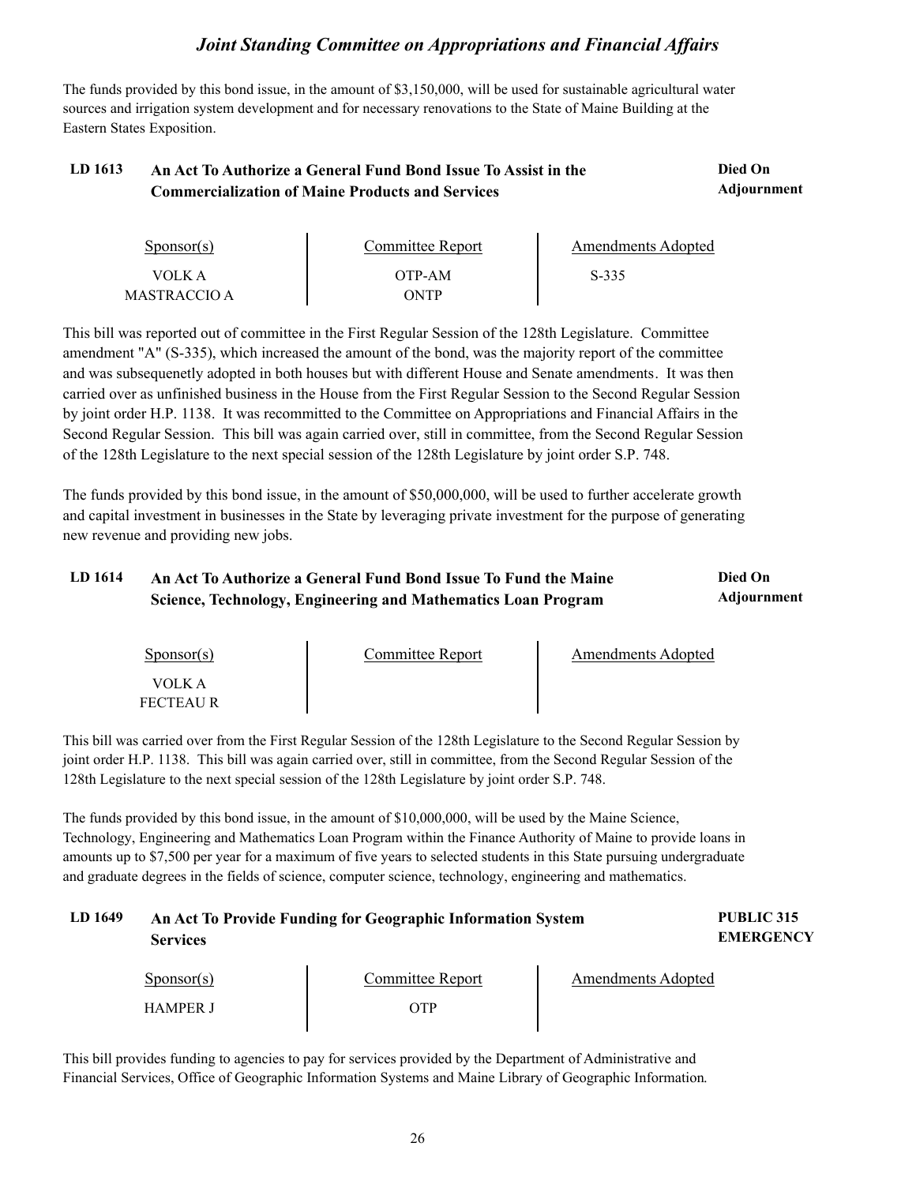The funds provided by this bond issue, in the amount of $3,150,000, will be used for sustainable agricultural water sources and irrigation system development and for necessary renovations to the State of Maine Building at the Eastern States Exposition.

### LD 1613 An Act To Authorize a General Fund Bond Issue To Assist in the Commercialization of Maine Products and Services — Died On Adjournment

| Sponsor(s) | Committee Report | Amendments Adopted |
|---|---|---|
| VOLK A | OTP-AM | S-335 |
| MASTRACCIO A | ONTP | |

This bill was reported out of committee in the First Regular Session of the 128th Legislature. Committee amendment "A" (S-335), which increased the amount of the bond, was the majority report of the committee and was subsequenetly adopted in both houses but with different House and Senate amendments. It was then carried over as unfinished business in the House from the First Regular Session to the Second Regular Session by joint order H.P. 1138. It was recommitted to the Committee on Appropriations and Financial Affairs in the Second Regular Session. This bill was again carried over, still in committee, from the Second Regular Session of the 128th Legislature to the next special session of the 128th Legislature by joint order S.P. 748.

The funds provided by this bond issue, in the amount of $50,000,000, will be used to further accelerate growth and capital investment in businesses in the State by leveraging private investment for the purpose of generating new revenue and providing new jobs.

### LD 1614 An Act To Authorize a General Fund Bond Issue To Fund the Maine Science, Technology, Engineering and Mathematics Loan Program — Died On Adjournment

| Sponsor(s) | Committee Report | Amendments Adopted |
|---|---|---|
| VOLK A | | |
| FECTEAU R | | |

This bill was carried over from the First Regular Session of the 128th Legislature to the Second Regular Session by joint order H.P. 1138. This bill was again carried over, still in committee, from the Second Regular Session of the 128th Legislature to the next special session of the 128th Legislature by joint order S.P. 748.

The funds provided by this bond issue, in the amount of $10,000,000, will be used by the Maine Science, Technology, Engineering and Mathematics Loan Program within the Finance Authority of Maine to provide loans in amounts up to $7,500 per year for a maximum of five years to selected students in this State pursuing undergraduate and graduate degrees in the fields of science, computer science, technology, engineering and mathematics.

### LD 1649 An Act To Provide Funding for Geographic Information System Services — PUBLIC 315 EMERGENCY

| Sponsor(s) | Committee Report | Amendments Adopted |
|---|---|---|
| HAMPER J | OTP | |

This bill provides funding to agencies to pay for services provided by the Department of Administrative and Financial Services, Office of Geographic Information Systems and Maine Library of Geographic Information.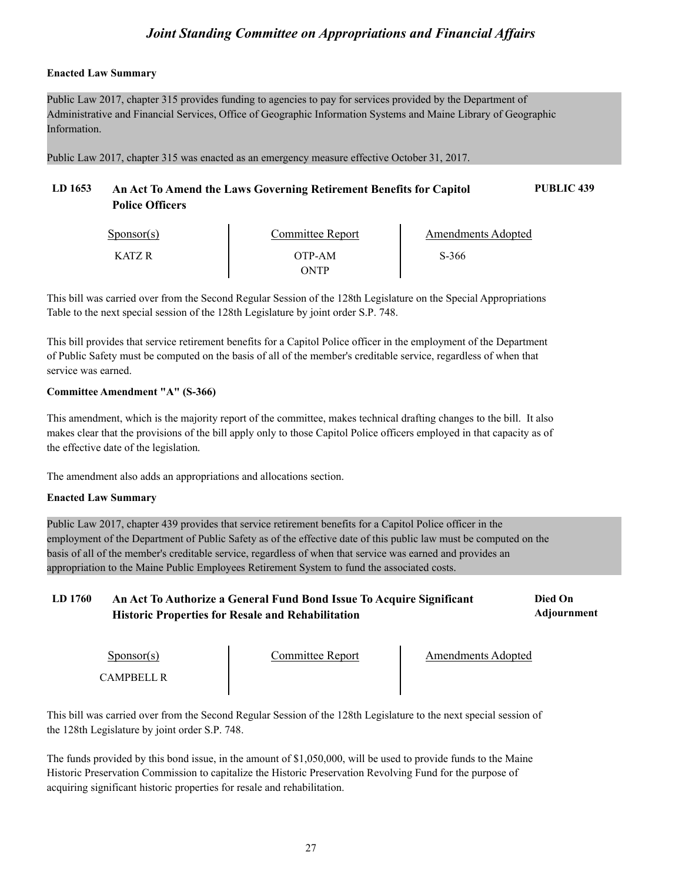**Enacted Law Summary**

Public Law 2017, chapter 315 provides funding to agencies to pay for services provided by the Department of Administrative and Financial Services, Office of Geographic Information Systems and Maine Library of Geographic Information.

Public Law 2017, chapter 315 was enacted as an emergency measure effective October 31, 2017.

## LD 1653 An Act To Amend the Laws Governing Retirement Benefits for Capitol Police Officers — PUBLIC 439

| Sponsor(s) | Committee Report | Amendments Adopted |
| --- | --- | --- |
| KATZ R | OTP-AM<br>ONTP | S-366 |

This bill was carried over from the Second Regular Session of the 128th Legislature on the Special Appropriations Table to the next special session of the 128th Legislature by joint order S.P. 748.

This bill provides that service retirement benefits for a Capitol Police officer in the employment of the Department of Public Safety must be computed on the basis of all of the member's creditable service, regardless of when that service was earned.

**Committee Amendment "A" (S-366)**

This amendment, which is the majority report of the committee, makes technical drafting changes to the bill. It also makes clear that the provisions of the bill apply only to those Capitol Police officers employed in that capacity as of the effective date of the legislation.

The amendment also adds an appropriations and allocations section.

**Enacted Law Summary**

Public Law 2017, chapter 439 provides that service retirement benefits for a Capitol Police officer in the employment of the Department of Public Safety as of the effective date of this public law must be computed on the basis of all of the member's creditable service, regardless of when that service was earned and provides an appropriation to the Maine Public Employees Retirement System to fund the associated costs.

## LD 1760 An Act To Authorize a General Fund Bond Issue To Acquire Significant Historic Properties for Resale and Rehabilitation — Died On Adjournment

| Sponsor(s) | Committee Report | Amendments Adopted |
| --- | --- | --- |
| CAMPBELL R | | |

This bill was carried over from the Second Regular Session of the 128th Legislature to the next special session of the 128th Legislature by joint order S.P. 748.

The funds provided by this bond issue, in the amount of $1,050,000, will be used to provide funds to the Maine Historic Preservation Commission to capitalize the Historic Preservation Revolving Fund for the purpose of acquiring significant historic properties for resale and rehabilitation.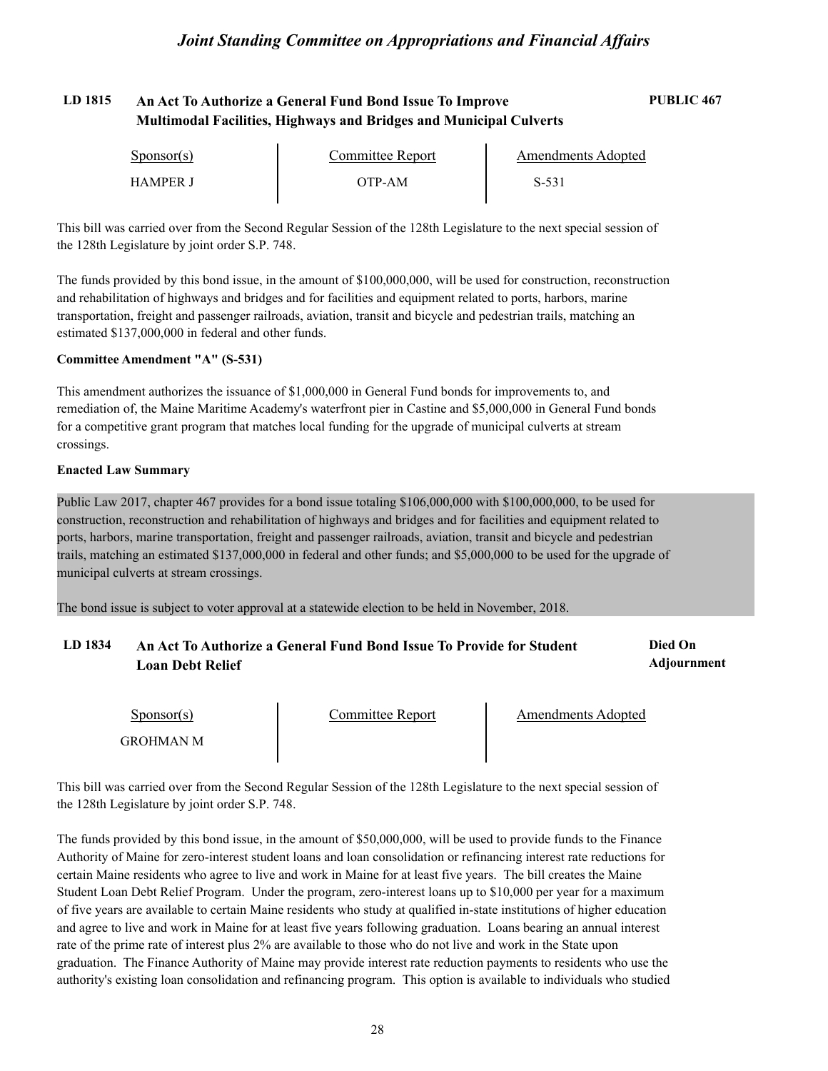### LD 1815 An Act To Authorize a General Fund Bond Issue To Improve Multimodal Facilities, Highways and Bridges and Municipal Culverts

**PUBLIC 467**

| Sponsor(s) | Committee Report | Amendments Adopted |
| --- | --- | --- |
| HAMPER J | OTP-AM | S-531 |

This bill was carried over from the Second Regular Session of the 128th Legislature to the next special session of the 128th Legislature by joint order S.P. 748.

The funds provided by this bond issue, in the amount of $100,000,000, will be used for construction, reconstruction and rehabilitation of highways and bridges and for facilities and equipment related to ports, harbors, marine transportation, freight and passenger railroads, aviation, transit and bicycle and pedestrian trails, matching an estimated $137,000,000 in federal and other funds.

**Committee Amendment "A" (S-531)**

This amendment authorizes the issuance of $1,000,000 in General Fund bonds for improvements to, and remediation of, the Maine Maritime Academy's waterfront pier in Castine and $5,000,000 in General Fund bonds for a competitive grant program that matches local funding for the upgrade of municipal culverts at stream crossings.

**Enacted Law Summary**

Public Law 2017, chapter 467 provides for a bond issue totaling $106,000,000 with $100,000,000, to be used for construction, reconstruction and rehabilitation of highways and bridges and for facilities and equipment related to ports, harbors, marine transportation, freight and passenger railroads, aviation, transit and bicycle and pedestrian trails, matching an estimated $137,000,000 in federal and other funds; and $5,000,000 to be used for the upgrade of municipal culverts at stream crossings.

The bond issue is subject to voter approval at a statewide election to be held in November, 2018.

### LD 1834 An Act To Authorize a General Fund Bond Issue To Provide for Student Loan Debt Relief

**Died On Adjournment**

| Sponsor(s) | Committee Report | Amendments Adopted |
| --- | --- | --- |
| GROHMAN M | | |

This bill was carried over from the Second Regular Session of the 128th Legislature to the next special session of the 128th Legislature by joint order S.P. 748.

The funds provided by this bond issue, in the amount of $50,000,000, will be used to provide funds to the Finance Authority of Maine for zero-interest student loans and loan consolidation or refinancing interest rate reductions for certain Maine residents who agree to live and work in Maine for at least five years. The bill creates the Maine Student Loan Debt Relief Program. Under the program, zero-interest loans up to $10,000 per year for a maximum of five years are available to certain Maine residents who study at qualified in-state institutions of higher education and agree to live and work in Maine for at least five years following graduation. Loans bearing an annual interest rate of the prime rate of interest plus 2% are available to those who do not live and work in the State upon graduation. The Finance Authority of Maine may provide interest rate reduction payments to residents who use the authority's existing loan consolidation and refinancing program. This option is available to individuals who studied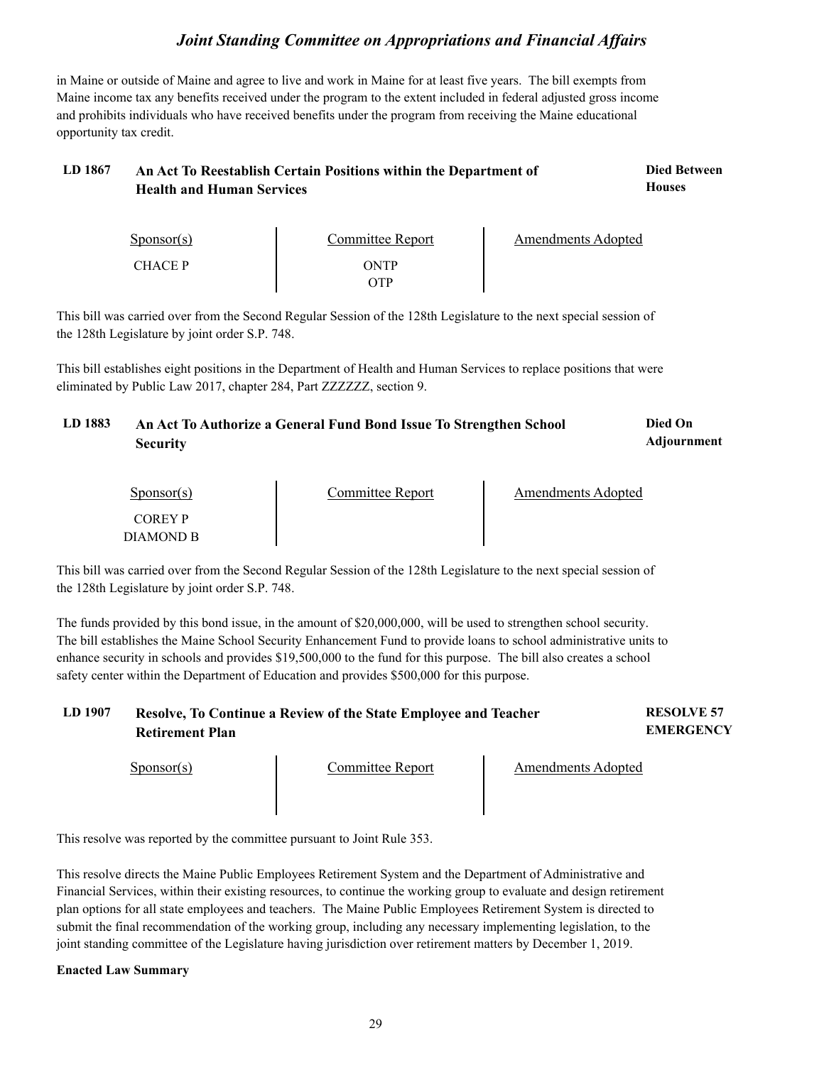in Maine or outside of Maine and agree to live and work in Maine for at least five years. The bill exempts from Maine income tax any benefits received under the program to the extent included in federal adjusted gross income and prohibits individuals who have received benefits under the program from receiving the Maine educational opportunity tax credit.

### LD 1867 An Act To Reestablish Certain Positions within the Department of Health and Human Services — Died Between Houses

| Sponsor(s) | Committee Report | Amendments Adopted |
|---|---|---|
| CHACE P | ONTP<br>OTP | |

This bill was carried over from the Second Regular Session of the 128th Legislature to the next special session of the 128th Legislature by joint order S.P. 748.

This bill establishes eight positions in the Department of Health and Human Services to replace positions that were eliminated by Public Law 2017, chapter 284, Part ZZZZZZ, section 9.

### LD 1883 An Act To Authorize a General Fund Bond Issue To Strengthen School Security — Died On Adjournment

| Sponsor(s) | Committee Report | Amendments Adopted |
|---|---|---|
| COREY P<br>DIAMOND B | | |

This bill was carried over from the Second Regular Session of the 128th Legislature to the next special session of the 128th Legislature by joint order S.P. 748.

The funds provided by this bond issue, in the amount of $20,000,000, will be used to strengthen school security. The bill establishes the Maine School Security Enhancement Fund to provide loans to school administrative units to enhance security in schools and provides $19,500,000 to the fund for this purpose. The bill also creates a school safety center within the Department of Education and provides $500,000 for this purpose.

### LD 1907 Resolve, To Continue a Review of the State Employee and Teacher Retirement Plan — RESOLVE 57 EMERGENCY

| Sponsor(s) | Committee Report | Amendments Adopted |
|---|---|---|
| | | |

This resolve was reported by the committee pursuant to Joint Rule 353.

This resolve directs the Maine Public Employees Retirement System and the Department of Administrative and Financial Services, within their existing resources, to continue the working group to evaluate and design retirement plan options for all state employees and teachers. The Maine Public Employees Retirement System is directed to submit the final recommendation of the working group, including any necessary implementing legislation, to the joint standing committee of the Legislature having jurisdiction over retirement matters by December 1, 2019.

**Enacted Law Summary**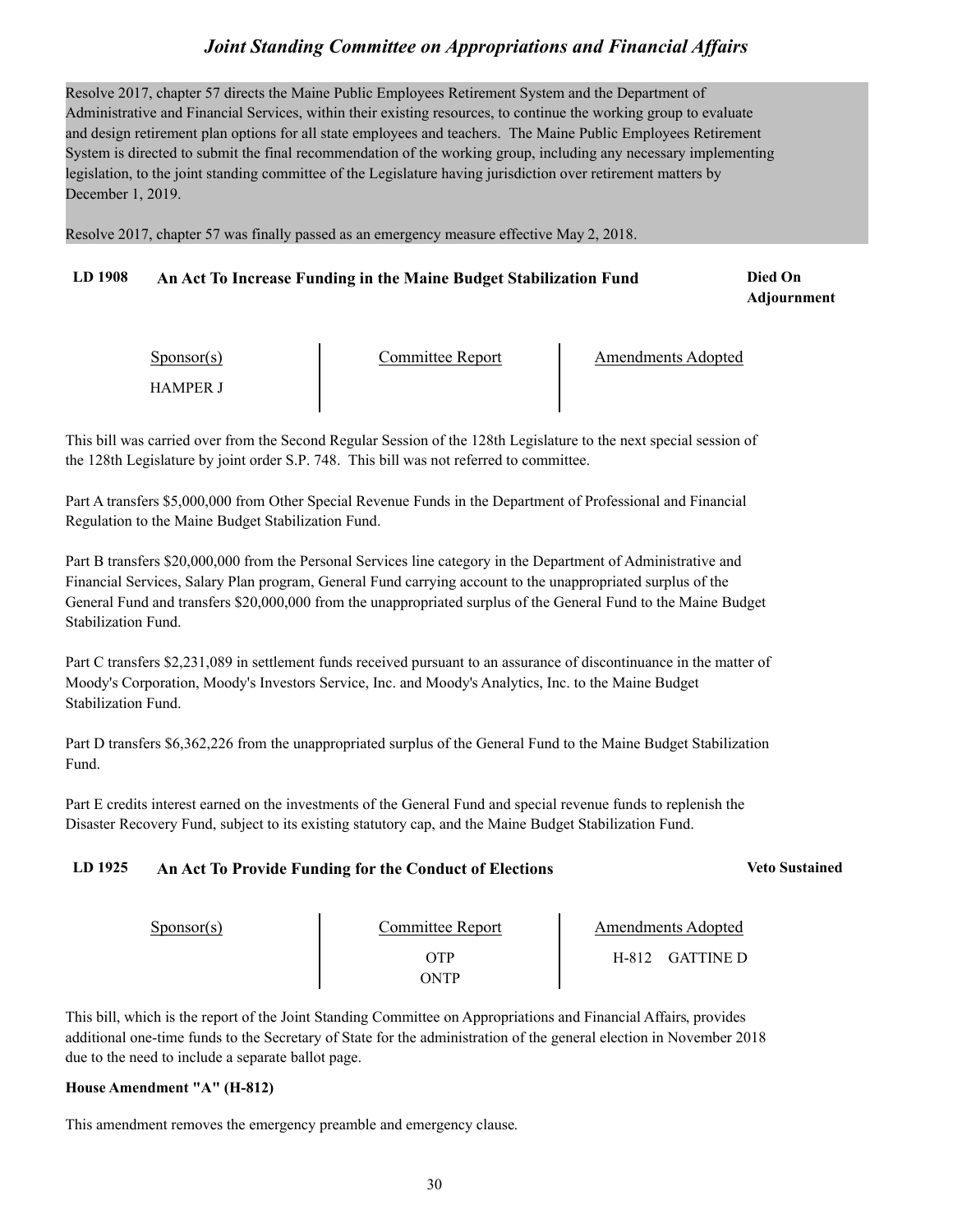Resolve 2017, chapter 57 directs the Maine Public Employees Retirement System and the Department of Administrative and Financial Services, within their existing resources, to continue the working group to evaluate and design retirement plan options for all state employees and teachers. The Maine Public Employees Retirement System is directed to submit the final recommendation of the working group, including any necessary implementing legislation, to the joint standing committee of the Legislature having jurisdiction over retirement matters by December 1, 2019.

Resolve 2017, chapter 57 was finally passed as an emergency measure effective May 2, 2018.

### LD 1908 An Act To Increase Funding in the Maine Budget Stabilization Fund — **Died On Adjournment**

| Sponsor(s) | Committee Report | Amendments Adopted |
|---|---|---|
| HAMPER J | | |

This bill was carried over from the Second Regular Session of the 128th Legislature to the next special session of the 128th Legislature by joint order S.P. 748. This bill was not referred to committee.

Part A transfers $5,000,000 from Other Special Revenue Funds in the Department of Professional and Financial Regulation to the Maine Budget Stabilization Fund.

Part B transfers $20,000,000 from the Personal Services line category in the Department of Administrative and Financial Services, Salary Plan program, General Fund carrying account to the unappropriated surplus of the General Fund and transfers $20,000,000 from the unappropriated surplus of the General Fund to the Maine Budget Stabilization Fund.

Part C transfers $2,231,089 in settlement funds received pursuant to an assurance of discontinuance in the matter of Moody's Corporation, Moody's Investors Service, Inc. and Moody's Analytics, Inc. to the Maine Budget Stabilization Fund.

Part D transfers $6,362,226 from the unappropriated surplus of the General Fund to the Maine Budget Stabilization Fund.

Part E credits interest earned on the investments of the General Fund and special revenue funds to replenish the Disaster Recovery Fund, subject to its existing statutory cap, and the Maine Budget Stabilization Fund.

### LD 1925 An Act To Provide Funding for the Conduct of Elections — **Veto Sustained**

| Sponsor(s) | Committee Report | Amendments Adopted |
|---|---|---|
| | OTP<br>ONTP | H-812 GATTINE D |

This bill, which is the report of the Joint Standing Committee on Appropriations and Financial Affairs, provides additional one-time funds to the Secretary of State for the administration of the general election in November 2018 due to the need to include a separate ballot page.

**House Amendment "A" (H-812)**

This amendment removes the emergency preamble and emergency clause.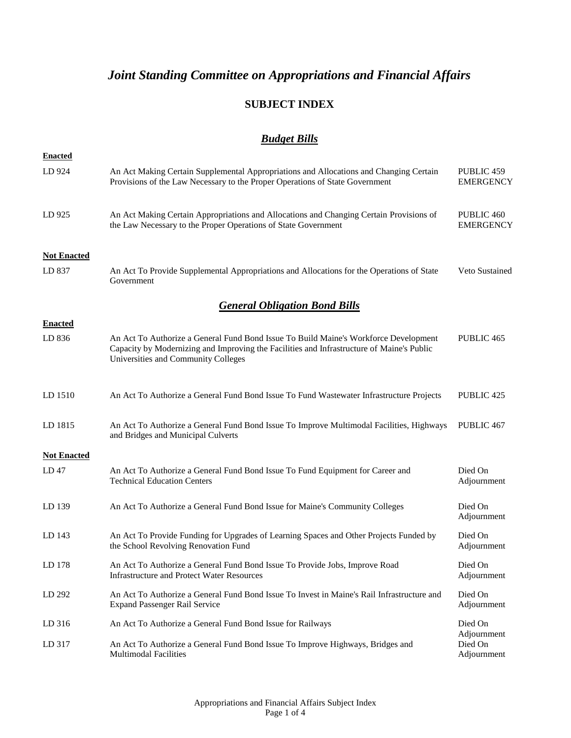# *Joint Standing Committee on Appropriations and Financial Affairs*

## SUBJECT INDEX

### ***Budget Bills***

**Enacted**

| | | |
|---|---|---|
| LD 924 | An Act Making Certain Supplemental Appropriations and Allocations and Changing Certain Provisions of the Law Necessary to the Proper Operations of State Government | PUBLIC 459 EMERGENCY |
| LD 925 | An Act Making Certain Appropriations and Allocations and Changing Certain Provisions of the Law Necessary to the Proper Operations of State Government | PUBLIC 460 EMERGENCY |

**Not Enacted**

| | | |
|---|---|---|
| LD 837 | An Act To Provide Supplemental Appropriations and Allocations for the Operations of State Government | Veto Sustained |

### ***General Obligation Bond Bills***

**Enacted**

| | | |
|---|---|---|
| LD 836 | An Act To Authorize a General Fund Bond Issue To Build Maine's Workforce Development Capacity by Modernizing and Improving the Facilities and Infrastructure of Maine's Public Universities and Community Colleges | PUBLIC 465 |
| LD 1510 | An Act To Authorize a General Fund Bond Issue To Fund Wastewater Infrastructure Projects | PUBLIC 425 |
| LD 1815 | An Act To Authorize a General Fund Bond Issue To Improve Multimodal Facilities, Highways and Bridges and Municipal Culverts | PUBLIC 467 |

**Not Enacted**

| | | |
|---|---|---|
| LD 47 | An Act To Authorize a General Fund Bond Issue To Fund Equipment for Career and Technical Education Centers | Died On Adjournment |
| LD 139 | An Act To Authorize a General Fund Bond Issue for Maine's Community Colleges | Died On Adjournment |
| LD 143 | An Act To Provide Funding for Upgrades of Learning Spaces and Other Projects Funded by the School Revolving Renovation Fund | Died On Adjournment |
| LD 178 | An Act To Authorize a General Fund Bond Issue To Provide Jobs, Improve Road Infrastructure and Protect Water Resources | Died On Adjournment |
| LD 292 | An Act To Authorize a General Fund Bond Issue To Invest in Maine's Rail Infrastructure and Expand Passenger Rail Service | Died On Adjournment |
| LD 316 | An Act To Authorize a General Fund Bond Issue for Railways | Died On Adjournment |
| LD 317 | An Act To Authorize a General Fund Bond Issue To Improve Highways, Bridges and Multimodal Facilities | Died On Adjournment |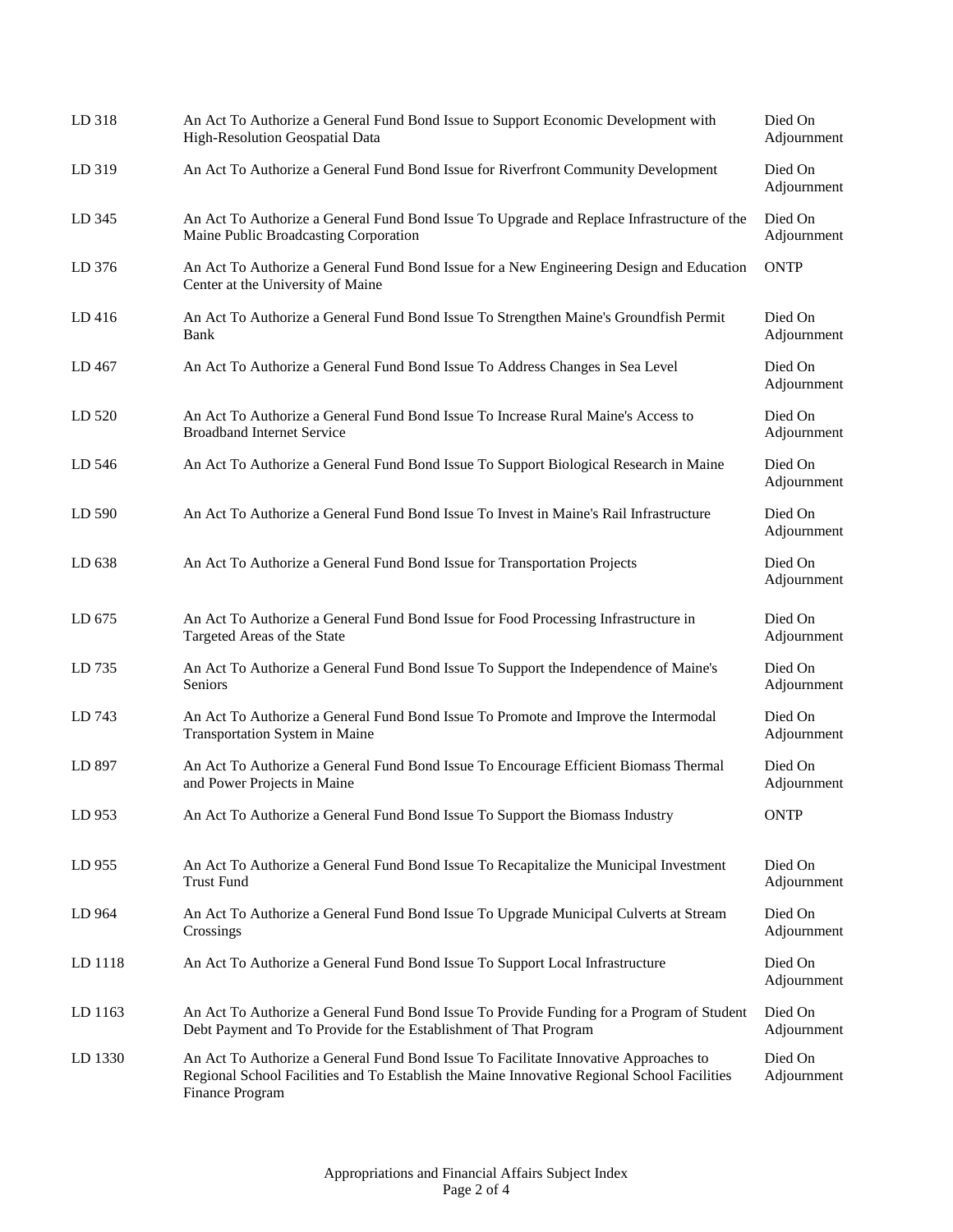| | | |
|---|---|---|
| LD 318 | An Act To Authorize a General Fund Bond Issue to Support Economic Development with High-Resolution Geospatial Data | Died On Adjournment |
| LD 319 | An Act To Authorize a General Fund Bond Issue for Riverfront Community Development | Died On Adjournment |
| LD 345 | An Act To Authorize a General Fund Bond Issue To Upgrade and Replace Infrastructure of the Maine Public Broadcasting Corporation | Died On Adjournment |
| LD 376 | An Act To Authorize a General Fund Bond Issue for a New Engineering Design and Education Center at the University of Maine | ONTP |
| LD 416 | An Act To Authorize a General Fund Bond Issue To Strengthen Maine's Groundfish Permit Bank | Died On Adjournment |
| LD 467 | An Act To Authorize a General Fund Bond Issue To Address Changes in Sea Level | Died On Adjournment |
| LD 520 | An Act To Authorize a General Fund Bond Issue To Increase Rural Maine's Access to Broadband Internet Service | Died On Adjournment |
| LD 546 | An Act To Authorize a General Fund Bond Issue To Support Biological Research in Maine | Died On Adjournment |
| LD 590 | An Act To Authorize a General Fund Bond Issue To Invest in Maine's Rail Infrastructure | Died On Adjournment |
| LD 638 | An Act To Authorize a General Fund Bond Issue for Transportation Projects | Died On Adjournment |
| LD 675 | An Act To Authorize a General Fund Bond Issue for Food Processing Infrastructure in Targeted Areas of the State | Died On Adjournment |
| LD 735 | An Act To Authorize a General Fund Bond Issue To Support the Independence of Maine's Seniors | Died On Adjournment |
| LD 743 | An Act To Authorize a General Fund Bond Issue To Promote and Improve the Intermodal Transportation System in Maine | Died On Adjournment |
| LD 897 | An Act To Authorize a General Fund Bond Issue To Encourage Efficient Biomass Thermal and Power Projects in Maine | Died On Adjournment |
| LD 953 | An Act To Authorize a General Fund Bond Issue To Support the Biomass Industry | ONTP |
| LD 955 | An Act To Authorize a General Fund Bond Issue To Recapitalize the Municipal Investment Trust Fund | Died On Adjournment |
| LD 964 | An Act To Authorize a General Fund Bond Issue To Upgrade Municipal Culverts at Stream Crossings | Died On Adjournment |
| LD 1118 | An Act To Authorize a General Fund Bond Issue To Support Local Infrastructure | Died On Adjournment |
| LD 1163 | An Act To Authorize a General Fund Bond Issue To Provide Funding for a Program of Student Debt Payment and To Provide for the Establishment of That Program | Died On Adjournment |
| LD 1330 | An Act To Authorize a General Fund Bond Issue To Facilitate Innovative Approaches to Regional School Facilities and To Establish the Maine Innovative Regional School Facilities Finance Program | Died On Adjournment |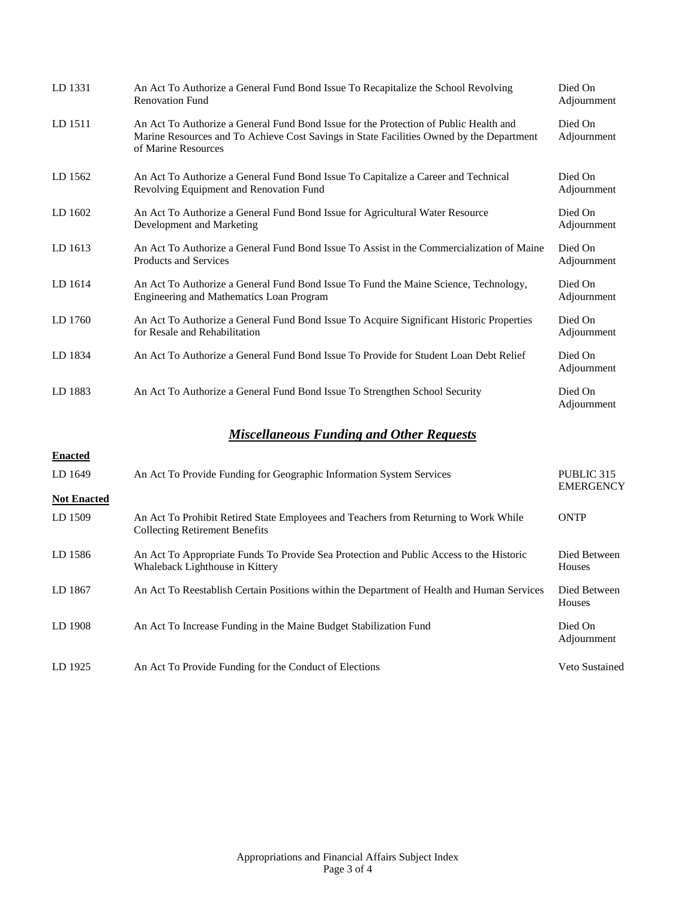| | | |
|---|---|---|
| LD 1331 | An Act To Authorize a General Fund Bond Issue To Recapitalize the School Revolving Renovation Fund | Died On Adjournment |
| LD 1511 | An Act To Authorize a General Fund Bond Issue for the Protection of Public Health and Marine Resources and To Achieve Cost Savings in State Facilities Owned by the Department of Marine Resources | Died On Adjournment |
| LD 1562 | An Act To Authorize a General Fund Bond Issue To Capitalize a Career and Technical Revolving Equipment and Renovation Fund | Died On Adjournment |
| LD 1602 | An Act To Authorize a General Fund Bond Issue for Agricultural Water Resource Development and Marketing | Died On Adjournment |
| LD 1613 | An Act To Authorize a General Fund Bond Issue To Assist in the Commercialization of Maine Products and Services | Died On Adjournment |
| LD 1614 | An Act To Authorize a General Fund Bond Issue To Fund the Maine Science, Technology, Engineering and Mathematics Loan Program | Died On Adjournment |
| LD 1760 | An Act To Authorize a General Fund Bond Issue To Acquire Significant Historic Properties for Resale and Rehabilitation | Died On Adjournment |
| LD 1834 | An Act To Authorize a General Fund Bond Issue To Provide for Student Loan Debt Relief | Died On Adjournment |
| LD 1883 | An Act To Authorize a General Fund Bond Issue To Strengthen School Security | Died On Adjournment |

## ***Miscellaneous Funding and Other Requests***

**Enacted**

| | | |
|---|---|---|
| LD 1649 | An Act To Provide Funding for Geographic Information System Services | PUBLIC 315 EMERGENCY |

**Not Enacted**

| | | |
|---|---|---|
| LD 1509 | An Act To Prohibit Retired State Employees and Teachers from Returning to Work While Collecting Retirement Benefits | ONTP |
| LD 1586 | An Act To Appropriate Funds To Provide Sea Protection and Public Access to the Historic Whaleback Lighthouse in Kittery | Died Between Houses |
| LD 1867 | An Act To Reestablish Certain Positions within the Department of Health and Human Services | Died Between Houses |
| LD 1908 | An Act To Increase Funding in the Maine Budget Stabilization Fund | Died On Adjournment |
| LD 1925 | An Act To Provide Funding for the Conduct of Elections | Veto Sustained |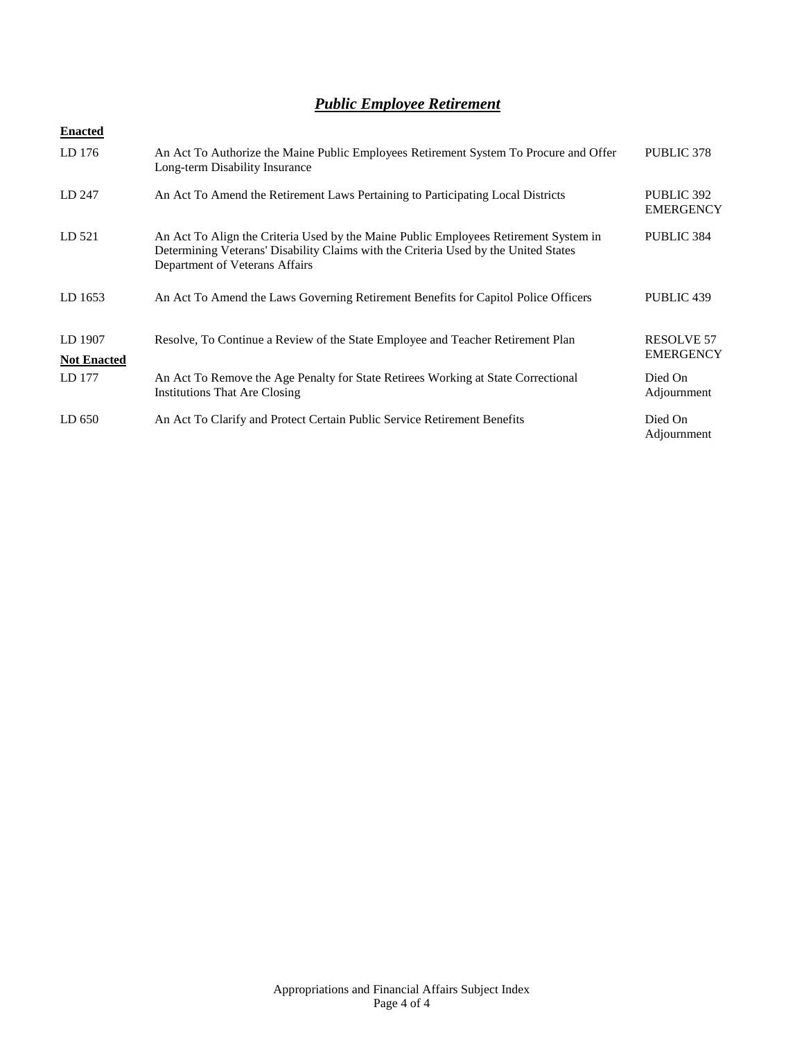## ***Public Employee Retirement***

**Enacted**

| | | |
|---|---|---|
| LD 176 | An Act To Authorize the Maine Public Employees Retirement System To Procure and Offer Long-term Disability Insurance | PUBLIC 378 |
| LD 247 | An Act To Amend the Retirement Laws Pertaining to Participating Local Districts | PUBLIC 392 EMERGENCY |
| LD 521 | An Act To Align the Criteria Used by the Maine Public Employees Retirement System in Determining Veterans' Disability Claims with the Criteria Used by the United States Department of Veterans Affairs | PUBLIC 384 |
| LD 1653 | An Act To Amend the Laws Governing Retirement Benefits for Capitol Police Officers | PUBLIC 439 |
| LD 1907 | Resolve, To Continue a Review of the State Employee and Teacher Retirement Plan | RESOLVE 57 EMERGENCY |

**Not Enacted**

| | | |
|---|---|---|
| LD 177 | An Act To Remove the Age Penalty for State Retirees Working at State Correctional Institutions That Are Closing | Died On Adjournment |
| LD 650 | An Act To Clarify and Protect Certain Public Service Retirement Benefits | Died On Adjournment |